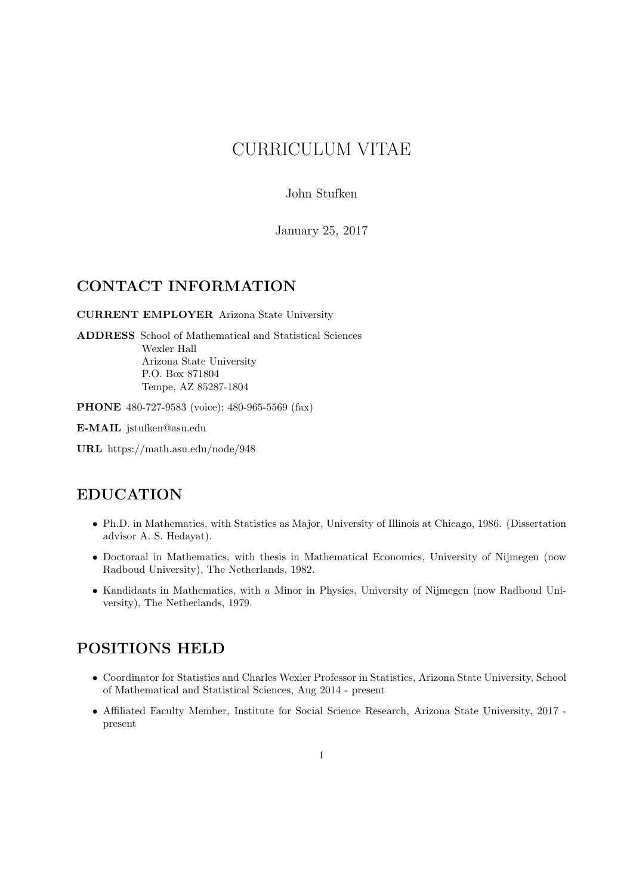# CURRICULUM VITAE

John Stufken

January 25, 2017

## CONTACT INFORMATION

**CURRENT EMPLOYER** Arizona State University

**ADDRESS** School of Mathematical and Statistical Sciences
Wexler Hall
Arizona State University
P.O. Box 871804
Tempe, AZ 85287-1804

**PHONE** 480-727-9583 (voice); 480-965-5569 (fax)

**E-MAIL** jstufken@asu.edu

**URL** https://math.asu.edu/node/948

## EDUCATION

- Ph.D. in Mathematics, with Statistics as Major, University of Illinois at Chicago, 1986. (Dissertation advisor A. S. Hedayat).
- Doctoraal in Mathematics, with thesis in Mathematical Economics, University of Nijmegen (now Radboud University), The Netherlands, 1982.
- Kandidaats in Mathematics, with a Minor in Physics, University of Nijmegen (now Radboud University), The Netherlands, 1979.

## POSITIONS HELD

- Coordinator for Statistics and Charles Wexler Professor in Statistics, Arizona State University, School of Mathematical and Statistical Sciences, Aug 2014 - present
- Affiliated Faculty Member, Institute for Social Science Research, Arizona State University, 2017 - present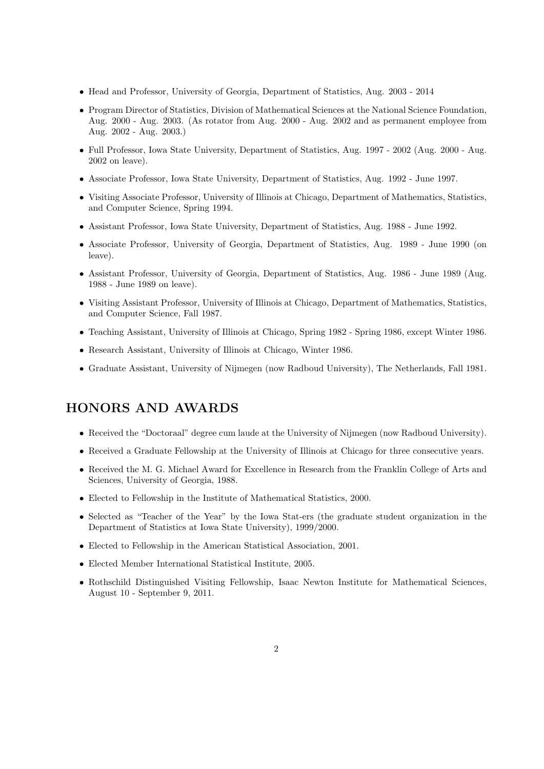- Head and Professor, University of Georgia, Department of Statistics, Aug. 2003 - 2014
- Program Director of Statistics, Division of Mathematical Sciences at the National Science Foundation, Aug. 2000 - Aug. 2003. (As rotator from Aug. 2000 - Aug. 2002 and as permanent employee from Aug. 2002 - Aug. 2003.)
- Full Professor, Iowa State University, Department of Statistics, Aug. 1997 - 2002 (Aug. 2000 - Aug. 2002 on leave).
- Associate Professor, Iowa State University, Department of Statistics, Aug. 1992 - June 1997.
- Visiting Associate Professor, University of Illinois at Chicago, Department of Mathematics, Statistics, and Computer Science, Spring 1994.
- Assistant Professor, Iowa State University, Department of Statistics, Aug. 1988 - June 1992.
- Associate Professor, University of Georgia, Department of Statistics, Aug. 1989 - June 1990 (on leave).
- Assistant Professor, University of Georgia, Department of Statistics, Aug. 1986 - June 1989 (Aug. 1988 - June 1989 on leave).
- Visiting Assistant Professor, University of Illinois at Chicago, Department of Mathematics, Statistics, and Computer Science, Fall 1987.
- Teaching Assistant, University of Illinois at Chicago, Spring 1982 - Spring 1986, except Winter 1986.
- Research Assistant, University of Illinois at Chicago, Winter 1986.
- Graduate Assistant, University of Nijmegen (now Radboud University), The Netherlands, Fall 1981.

## HONORS AND AWARDS

- Received the "Doctoraal" degree cum laude at the University of Nijmegen (now Radboud University).
- Received a Graduate Fellowship at the University of Illinois at Chicago for three consecutive years.
- Received the M. G. Michael Award for Excellence in Research from the Franklin College of Arts and Sciences, University of Georgia, 1988.
- Elected to Fellowship in the Institute of Mathematical Statistics, 2000.
- Selected as "Teacher of the Year" by the Iowa Stat-ers (the graduate student organization in the Department of Statistics at Iowa State University), 1999/2000.
- Elected to Fellowship in the American Statistical Association, 2001.
- Elected Member International Statistical Institute, 2005.
- Rothschild Distinguished Visiting Fellowship, Isaac Newton Institute for Mathematical Sciences, August 10 - September 9, 2011.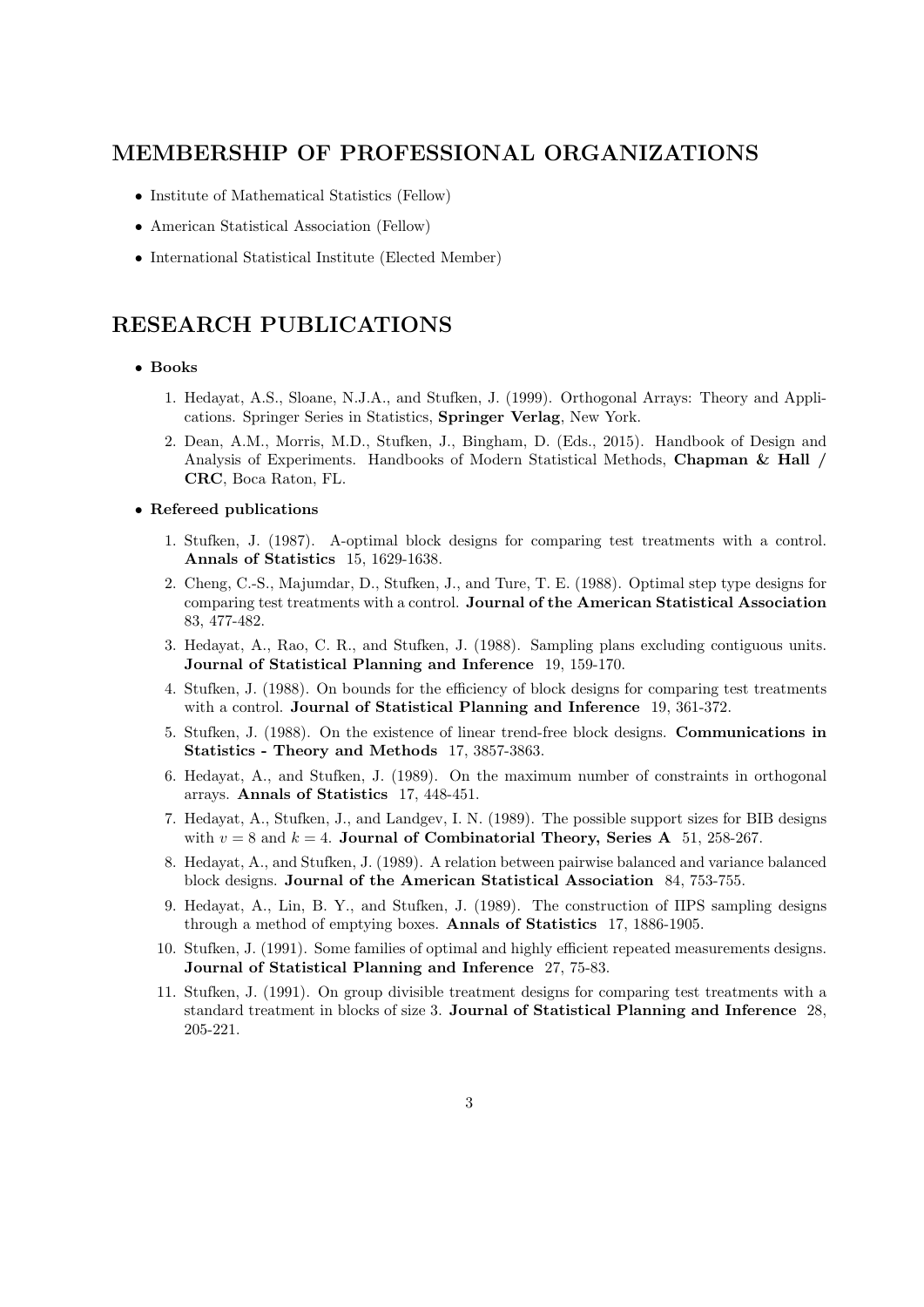## MEMBERSHIP OF PROFESSIONAL ORGANIZATIONS

- Institute of Mathematical Statistics (Fellow)
- American Statistical Association (Fellow)
- International Statistical Institute (Elected Member)

## RESEARCH PUBLICATIONS

- **Books**

  1. Hedayat, A.S., Sloane, N.J.A., and Stufken, J. (1999). Orthogonal Arrays: Theory and Applications. Springer Series in Statistics, **Springer Verlag**, New York.
  2. Dean, A.M., Morris, M.D., Stufken, J., Bingham, D. (Eds., 2015). Handbook of Design and Analysis of Experiments. Handbooks of Modern Statistical Methods, **Chapman & Hall / CRC**, Boca Raton, FL.

- **Refereed publications**

  1. Stufken, J. (1987). A-optimal block designs for comparing test treatments with a control. **Annals of Statistics** 15, 1629-1638.
  2. Cheng, C.-S., Majumdar, D., Stufken, J., and Ture, T. E. (1988). Optimal step type designs for comparing test treatments with a control. **Journal of the American Statistical Association** 83, 477-482.
  3. Hedayat, A., Rao, C. R., and Stufken, J. (1988). Sampling plans excluding contiguous units. **Journal of Statistical Planning and Inference** 19, 159-170.
  4. Stufken, J. (1988). On bounds for the efficiency of block designs for comparing test treatments with a control. **Journal of Statistical Planning and Inference** 19, 361-372.
  5. Stufken, J. (1988). On the existence of linear trend-free block designs. **Communications in Statistics - Theory and Methods** 17, 3857-3863.
  6. Hedayat, A., and Stufken, J. (1989). On the maximum number of constraints in orthogonal arrays. **Annals of Statistics** 17, 448-451.
  7. Hedayat, A., Stufken, J., and Landgev, I. N. (1989). The possible support sizes for BIB designs with $v = 8$ and $k = 4$. **Journal of Combinatorial Theory, Series A** 51, 258-267.
  8. Hedayat, A., and Stufken, J. (1989). A relation between pairwise balanced and variance balanced block designs. **Journal of the American Statistical Association** 84, 753-755.
  9. Hedayat, A., Lin, B. Y., and Stufken, J. (1989). The construction of ΠPS sampling designs through a method of emptying boxes. **Annals of Statistics** 17, 1886-1905.
  10. Stufken, J. (1991). Some families of optimal and highly efficient repeated measurements designs. **Journal of Statistical Planning and Inference** 27, 75-83.
  11. Stufken, J. (1991). On group divisible treatment designs for comparing test treatments with a standard treatment in blocks of size 3. **Journal of Statistical Planning and Inference** 28, 205-221.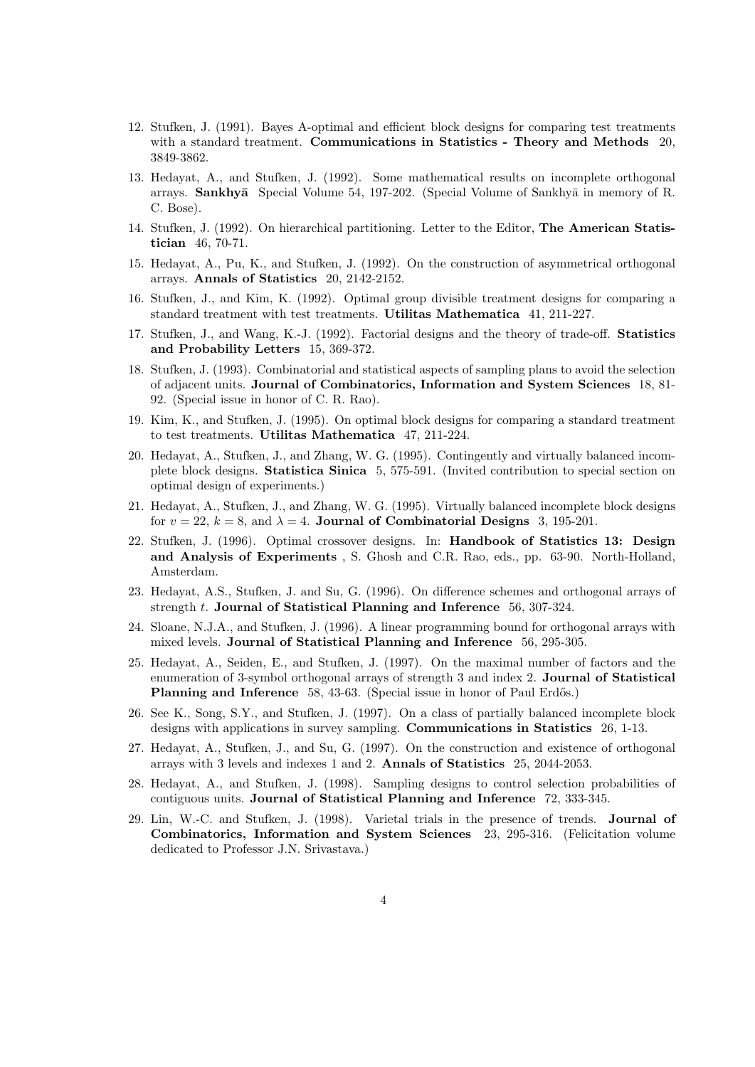12. Stufken, J. (1991). Bayes A-optimal and efficient block designs for comparing test treatments with a standard treatment. **Communications in Statistics - Theory and Methods** 20, 3849-3862.
13. Hedayat, A., and Stufken, J. (1992). Some mathematical results on incomplete orthogonal arrays. **Sankhyā** Special Volume 54, 197-202. (Special Volume of Sankhyā in memory of R. C. Bose).
14. Stufken, J. (1992). On hierarchical partitioning. Letter to the Editor, **The American Statistician** 46, 70-71.
15. Hedayat, A., Pu, K., and Stufken, J. (1992). On the construction of asymmetrical orthogonal arrays. **Annals of Statistics** 20, 2142-2152.
16. Stufken, J., and Kim, K. (1992). Optimal group divisible treatment designs for comparing a standard treatment with test treatments. **Utilitas Mathematica** 41, 211-227.
17. Stufken, J., and Wang, K.-J. (1992). Factorial designs and the theory of trade-off. **Statistics and Probability Letters** 15, 369-372.
18. Stufken, J. (1993). Combinatorial and statistical aspects of sampling plans to avoid the selection of adjacent units. **Journal of Combinatorics, Information and System Sciences** 18, 81-92. (Special issue in honor of C. R. Rao).
19. Kim, K., and Stufken, J. (1995). On optimal block designs for comparing a standard treatment to test treatments. **Utilitas Mathematica** 47, 211-224.
20. Hedayat, A., Stufken, J., and Zhang, W. G. (1995). Contingently and virtually balanced incomplete block designs. **Statistica Sinica** 5, 575-591. (Invited contribution to special section on optimal design of experiments.)
21. Hedayat, A., Stufken, J., and Zhang, W. G. (1995). Virtually balanced incomplete block designs for $v = 22$, $k = 8$, and $\lambda = 4$. **Journal of Combinatorial Designs** 3, 195-201.
22. Stufken, J. (1996). Optimal crossover designs. In: **Handbook of Statistics 13: Design and Analysis of Experiments** , S. Ghosh and C.R. Rao, eds., pp. 63-90. North-Holland, Amsterdam.
23. Hedayat, A.S., Stufken, J. and Su, G. (1996). On difference schemes and orthogonal arrays of strength $t$. **Journal of Statistical Planning and Inference** 56, 307-324.
24. Sloane, N.J.A., and Stufken, J. (1996). A linear programming bound for orthogonal arrays with mixed levels. **Journal of Statistical Planning and Inference** 56, 295-305.
25. Hedayat, A., Seiden, E., and Stufken, J. (1997). On the maximal number of factors and the enumeration of 3-symbol orthogonal arrays of strength 3 and index 2. **Journal of Statistical Planning and Inference** 58, 43-63. (Special issue in honor of Paul Erdős.)
26. See K., Song, S.Y., and Stufken, J. (1997). On a class of partially balanced incomplete block designs with applications in survey sampling. **Communications in Statistics** 26, 1-13.
27. Hedayat, A., Stufken, J., and Su, G. (1997). On the construction and existence of orthogonal arrays with 3 levels and indexes 1 and 2. **Annals of Statistics** 25, 2044-2053.
28. Hedayat, A., and Stufken, J. (1998). Sampling designs to control selection probabilities of contiguous units. **Journal of Statistical Planning and Inference** 72, 333-345.
29. Lin, W.-C. and Stufken, J. (1998). Varietal trials in the presence of trends. **Journal of Combinatorics, Information and System Sciences** 23, 295-316. (Felicitation volume dedicated to Professor J.N. Srivastava.)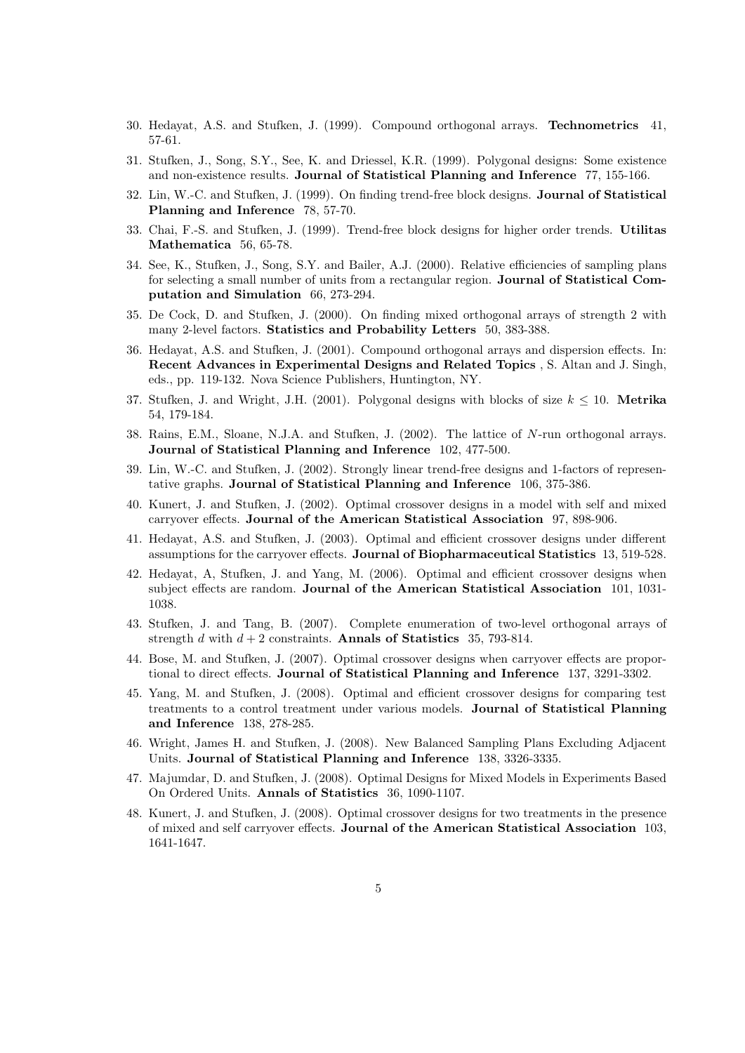30. Hedayat, A.S. and Stufken, J. (1999). Compound orthogonal arrays. **Technometrics** 41, 57-61.

31. Stufken, J., Song, S.Y., See, K. and Driessel, K.R. (1999). Polygonal designs: Some existence and non-existence results. **Journal of Statistical Planning and Inference** 77, 155-166.

32. Lin, W.-C. and Stufken, J. (1999). On finding trend-free block designs. **Journal of Statistical Planning and Inference** 78, 57-70.

33. Chai, F.-S. and Stufken, J. (1999). Trend-free block designs for higher order trends. **Utilitas Mathematica** 56, 65-78.

34. See, K., Stufken, J., Song, S.Y. and Bailer, A.J. (2000). Relative efficiencies of sampling plans for selecting a small number of units from a rectangular region. **Journal of Statistical Computation and Simulation** 66, 273-294.

35. De Cock, D. and Stufken, J. (2000). On finding mixed orthogonal arrays of strength 2 with many 2-level factors. **Statistics and Probability Letters** 50, 383-388.

36. Hedayat, A.S. and Stufken, J. (2001). Compound orthogonal arrays and dispersion effects. In: **Recent Advances in Experimental Designs and Related Topics** , S. Altan and J. Singh, eds., pp. 119-132. Nova Science Publishers, Huntington, NY.

37. Stufken, J. and Wright, J.H. (2001). Polygonal designs with blocks of size $k \leq 10$. **Metrika** 54, 179-184.

38. Rains, E.M., Sloane, N.J.A. and Stufken, J. (2002). The lattice of $N$-run orthogonal arrays. **Journal of Statistical Planning and Inference** 102, 477-500.

39. Lin, W.-C. and Stufken, J. (2002). Strongly linear trend-free designs and 1-factors of representative graphs. **Journal of Statistical Planning and Inference** 106, 375-386.

40. Kunert, J. and Stufken, J. (2002). Optimal crossover designs in a model with self and mixed carryover effects. **Journal of the American Statistical Association** 97, 898-906.

41. Hedayat, A.S. and Stufken, J. (2003). Optimal and efficient crossover designs under different assumptions for the carryover effects. **Journal of Biopharmaceutical Statistics** 13, 519-528.

42. Hedayat, A, Stufken, J. and Yang, M. (2006). Optimal and efficient crossover designs when subject effects are random. **Journal of the American Statistical Association** 101, 1031-1038.

43. Stufken, J. and Tang, B. (2007). Complete enumeration of two-level orthogonal arrays of strength $d$ with $d+2$ constraints. **Annals of Statistics** 35, 793-814.

44. Bose, M. and Stufken, J. (2007). Optimal crossover designs when carryover effects are proportional to direct effects. **Journal of Statistical Planning and Inference** 137, 3291-3302.

45. Yang, M. and Stufken, J. (2008). Optimal and efficient crossover designs for comparing test treatments to a control treatment under various models. **Journal of Statistical Planning and Inference** 138, 278-285.

46. Wright, James H. and Stufken, J. (2008). New Balanced Sampling Plans Excluding Adjacent Units. **Journal of Statistical Planning and Inference** 138, 3326-3335.

47. Majumdar, D. and Stufken, J. (2008). Optimal Designs for Mixed Models in Experiments Based On Ordered Units. **Annals of Statistics** 36, 1090-1107.

48. Kunert, J. and Stufken, J. (2008). Optimal crossover designs for two treatments in the presence of mixed and self carryover effects. **Journal of the American Statistical Association** 103, 1641-1647.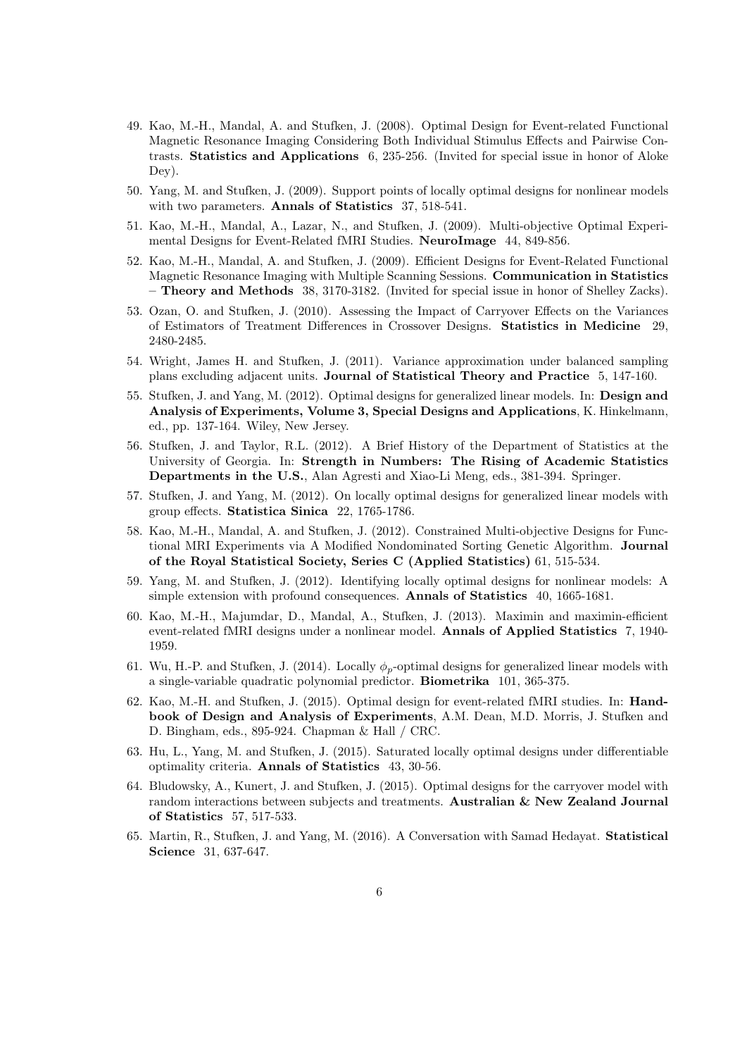49. Kao, M.-H., Mandal, A. and Stufken, J. (2008). Optimal Design for Event-related Functional Magnetic Resonance Imaging Considering Both Individual Stimulus Effects and Pairwise Contrasts. **Statistics and Applications** 6, 235-256. (Invited for special issue in honor of Aloke Dey).

50. Yang, M. and Stufken, J. (2009). Support points of locally optimal designs for nonlinear models with two parameters. **Annals of Statistics** 37, 518-541.

51. Kao, M.-H., Mandal, A., Lazar, N., and Stufken, J. (2009). Multi-objective Optimal Experimental Designs for Event-Related fMRI Studies. **NeuroImage** 44, 849-856.

52. Kao, M.-H., Mandal, A. and Stufken, J. (2009). Efficient Designs for Event-Related Functional Magnetic Resonance Imaging with Multiple Scanning Sessions. **Communication in Statistics – Theory and Methods** 38, 3170-3182. (Invited for special issue in honor of Shelley Zacks).

53. Ozan, O. and Stufken, J. (2010). Assessing the Impact of Carryover Effects on the Variances of Estimators of Treatment Differences in Crossover Designs. **Statistics in Medicine** 29, 2480-2485.

54. Wright, James H. and Stufken, J. (2011). Variance approximation under balanced sampling plans excluding adjacent units. **Journal of Statistical Theory and Practice** 5, 147-160.

55. Stufken, J. and Yang, M. (2012). Optimal designs for generalized linear models. In: **Design and Analysis of Experiments, Volume 3, Special Designs and Applications**, K. Hinkelmann, ed., pp. 137-164. Wiley, New Jersey.

56. Stufken, J. and Taylor, R.L. (2012). A Brief History of the Department of Statistics at the University of Georgia. In: **Strength in Numbers: The Rising of Academic Statistics Departments in the U.S.**, Alan Agresti and Xiao-Li Meng, eds., 381-394. Springer.

57. Stufken, J. and Yang, M. (2012). On locally optimal designs for generalized linear models with group effects. **Statistica Sinica** 22, 1765-1786.

58. Kao, M.-H., Mandal, A. and Stufken, J. (2012). Constrained Multi-objective Designs for Functional MRI Experiments via A Modified Nondominated Sorting Genetic Algorithm. **Journal of the Royal Statistical Society, Series C (Applied Statistics)** 61, 515-534.

59. Yang, M. and Stufken, J. (2012). Identifying locally optimal designs for nonlinear models: A simple extension with profound consequences. **Annals of Statistics** 40, 1665-1681.

60. Kao, M.-H., Majumdar, D., Mandal, A., Stufken, J. (2013). Maximin and maximin-efficient event-related fMRI designs under a nonlinear model. **Annals of Applied Statistics** 7, 1940-1959.

61. Wu, H.-P. and Stufken, J. (2014). Locally $\phi_p$-optimal designs for generalized linear models with a single-variable quadratic polynomial predictor. **Biometrika** 101, 365-375.

62. Kao, M.-H. and Stufken, J. (2015). Optimal design for event-related fMRI studies. In: **Handbook of Design and Analysis of Experiments**, A.M. Dean, M.D. Morris, J. Stufken and D. Bingham, eds., 895-924. Chapman & Hall / CRC.

63. Hu, L., Yang, M. and Stufken, J. (2015). Saturated locally optimal designs under differentiable optimality criteria. **Annals of Statistics** 43, 30-56.

64. Bludowsky, A., Kunert, J. and Stufken, J. (2015). Optimal designs for the carryover model with random interactions between subjects and treatments. **Australian & New Zealand Journal of Statistics** 57, 517-533.

65. Martin, R., Stufken, J. and Yang, M. (2016). A Conversation with Samad Hedayat. **Statistical Science** 31, 637-647.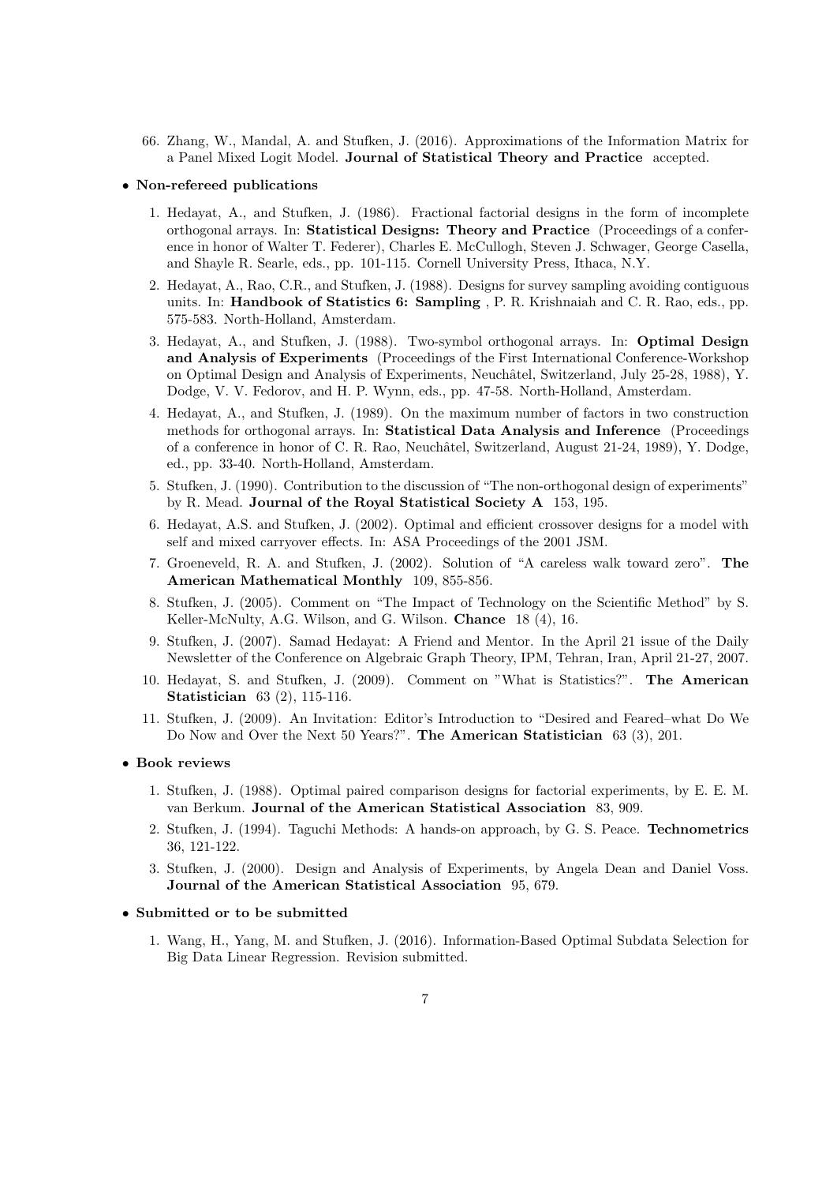66. Zhang, W., Mandal, A. and Stufken, J. (2016). Approximations of the Information Matrix for a Panel Mixed Logit Model. **Journal of Statistical Theory and Practice** accepted.

- **Non-refereed publications**

  1. Hedayat, A., and Stufken, J. (1986). Fractional factorial designs in the form of incomplete orthogonal arrays. In: **Statistical Designs: Theory and Practice** (Proceedings of a conference in honor of Walter T. Federer), Charles E. McCullogh, Steven J. Schwager, George Casella, and Shayle R. Searle, eds., pp. 101-115. Cornell University Press, Ithaca, N.Y.
  2. Hedayat, A., Rao, C.R., and Stufken, J. (1988). Designs for survey sampling avoiding contiguous units. In: **Handbook of Statistics 6: Sampling** , P. R. Krishnaiah and C. R. Rao, eds., pp. 575-583. North-Holland, Amsterdam.
  3. Hedayat, A., and Stufken, J. (1988). Two-symbol orthogonal arrays. In: **Optimal Design and Analysis of Experiments** (Proceedings of the First International Conference-Workshop on Optimal Design and Analysis of Experiments, Neuchâtel, Switzerland, July 25-28, 1988), Y. Dodge, V. V. Fedorov, and H. P. Wynn, eds., pp. 47-58. North-Holland, Amsterdam.
  4. Hedayat, A., and Stufken, J. (1989). On the maximum number of factors in two construction methods for orthogonal arrays. In: **Statistical Data Analysis and Inference** (Proceedings of a conference in honor of C. R. Rao, Neuchâtel, Switzerland, August 21-24, 1989), Y. Dodge, ed., pp. 33-40. North-Holland, Amsterdam.
  5. Stufken, J. (1990). Contribution to the discussion of "The non-orthogonal design of experiments" by R. Mead. **Journal of the Royal Statistical Society A** 153, 195.
  6. Hedayat, A.S. and Stufken, J. (2002). Optimal and efficient crossover designs for a model with self and mixed carryover effects. In: ASA Proceedings of the 2001 JSM.
  7. Groeneveld, R. A. and Stufken, J. (2002). Solution of "A careless walk toward zero". **The American Mathematical Monthly** 109, 855-856.
  8. Stufken, J. (2005). Comment on "The Impact of Technology on the Scientific Method" by S. Keller-McNulty, A.G. Wilson, and G. Wilson. **Chance** 18 (4), 16.
  9. Stufken, J. (2007). Samad Hedayat: A Friend and Mentor. In the April 21 issue of the Daily Newsletter of the Conference on Algebraic Graph Theory, IPM, Tehran, Iran, April 21-27, 2007.
  10. Hedayat, S. and Stufken, J. (2009). Comment on "What is Statistics?". **The American Statistician** 63 (2), 115-116.
  11. Stufken, J. (2009). An Invitation: Editor's Introduction to "Desired and Feared–what Do We Do Now and Over the Next 50 Years?". **The American Statistician** 63 (3), 201.

- **Book reviews**

  1. Stufken, J. (1988). Optimal paired comparison designs for factorial experiments, by E. E. M. van Berkum. **Journal of the American Statistical Association** 83, 909.
  2. Stufken, J. (1994). Taguchi Methods: A hands-on approach, by G. S. Peace. **Technometrics** 36, 121-122.
  3. Stufken, J. (2000). Design and Analysis of Experiments, by Angela Dean and Daniel Voss. **Journal of the American Statistical Association** 95, 679.

- **Submitted or to be submitted**

  1. Wang, H., Yang, M. and Stufken, J. (2016). Information-Based Optimal Subdata Selection for Big Data Linear Regression. Revision submitted.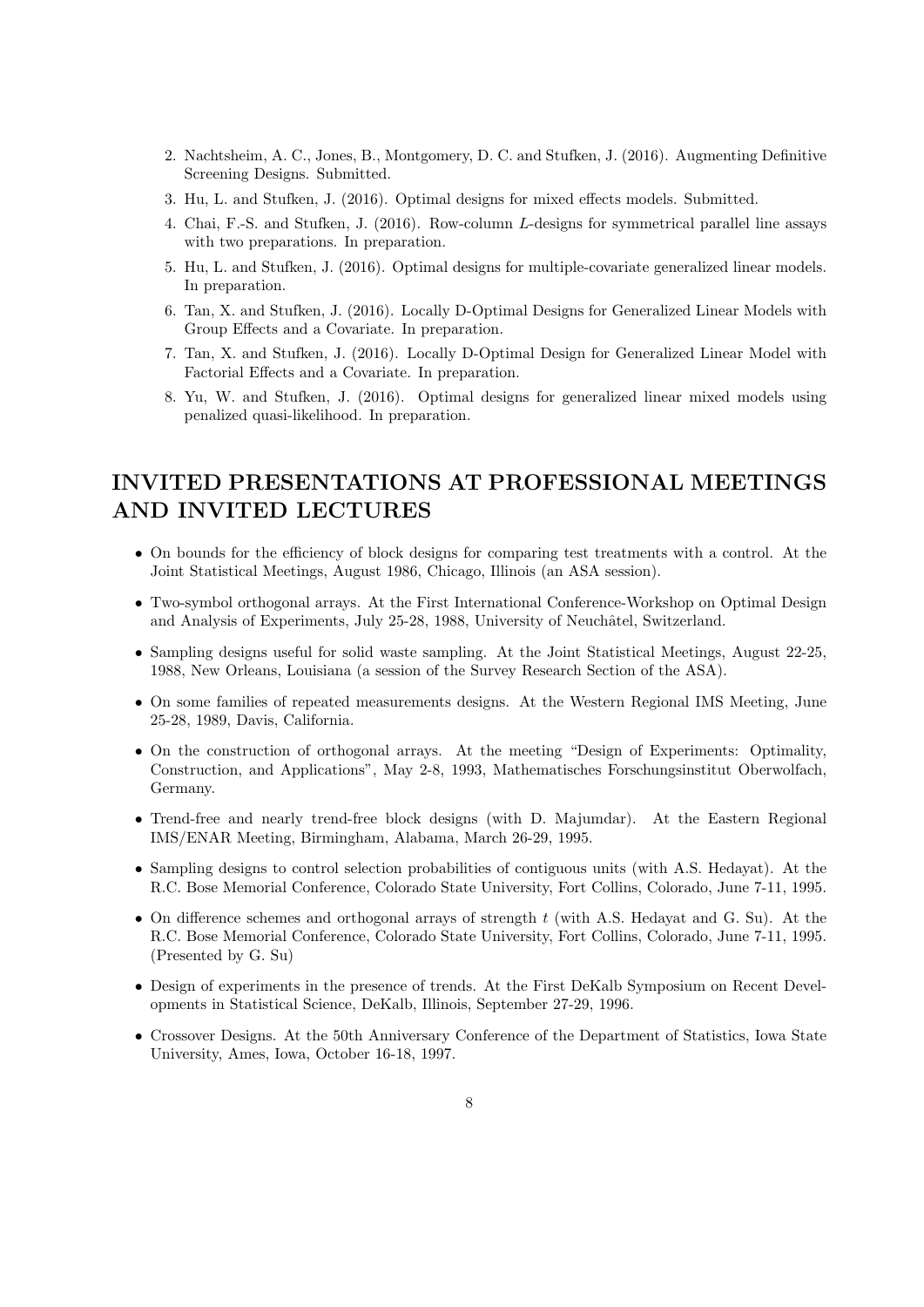2. Nachtsheim, A. C., Jones, B., Montgomery, D. C. and Stufken, J. (2016). Augmenting Definitive Screening Designs. Submitted.
3. Hu, L. and Stufken, J. (2016). Optimal designs for mixed effects models. Submitted.
4. Chai, F.-S. and Stufken, J. (2016). Row-column $L$-designs for symmetrical parallel line assays with two preparations. In preparation.
5. Hu, L. and Stufken, J. (2016). Optimal designs for multiple-covariate generalized linear models. In preparation.
6. Tan, X. and Stufken, J. (2016). Locally D-Optimal Designs for Generalized Linear Models with Group Effects and a Covariate. In preparation.
7. Tan, X. and Stufken, J. (2016). Locally D-Optimal Design for Generalized Linear Model with Factorial Effects and a Covariate. In preparation.
8. Yu, W. and Stufken, J. (2016). Optimal designs for generalized linear mixed models using penalized quasi-likelihood. In preparation.

## INVITED PRESENTATIONS AT PROFESSIONAL MEETINGS AND INVITED LECTURES

- On bounds for the efficiency of block designs for comparing test treatments with a control. At the Joint Statistical Meetings, August 1986, Chicago, Illinois (an ASA session).
- Two-symbol orthogonal arrays. At the First International Conference-Workshop on Optimal Design and Analysis of Experiments, July 25-28, 1988, University of Neuchâtel, Switzerland.
- Sampling designs useful for solid waste sampling. At the Joint Statistical Meetings, August 22-25, 1988, New Orleans, Louisiana (a session of the Survey Research Section of the ASA).
- On some families of repeated measurements designs. At the Western Regional IMS Meeting, June 25-28, 1989, Davis, California.
- On the construction of orthogonal arrays. At the meeting "Design of Experiments: Optimality, Construction, and Applications", May 2-8, 1993, Mathematisches Forschungsinstitut Oberwolfach, Germany.
- Trend-free and nearly trend-free block designs (with D. Majumdar). At the Eastern Regional IMS/ENAR Meeting, Birmingham, Alabama, March 26-29, 1995.
- Sampling designs to control selection probabilities of contiguous units (with A.S. Hedayat). At the R.C. Bose Memorial Conference, Colorado State University, Fort Collins, Colorado, June 7-11, 1995.
- On difference schemes and orthogonal arrays of strength $t$ (with A.S. Hedayat and G. Su). At the R.C. Bose Memorial Conference, Colorado State University, Fort Collins, Colorado, June 7-11, 1995. (Presented by G. Su)
- Design of experiments in the presence of trends. At the First DeKalb Symposium on Recent Developments in Statistical Science, DeKalb, Illinois, September 27-29, 1996.
- Crossover Designs. At the 50th Anniversary Conference of the Department of Statistics, Iowa State University, Ames, Iowa, October 16-18, 1997.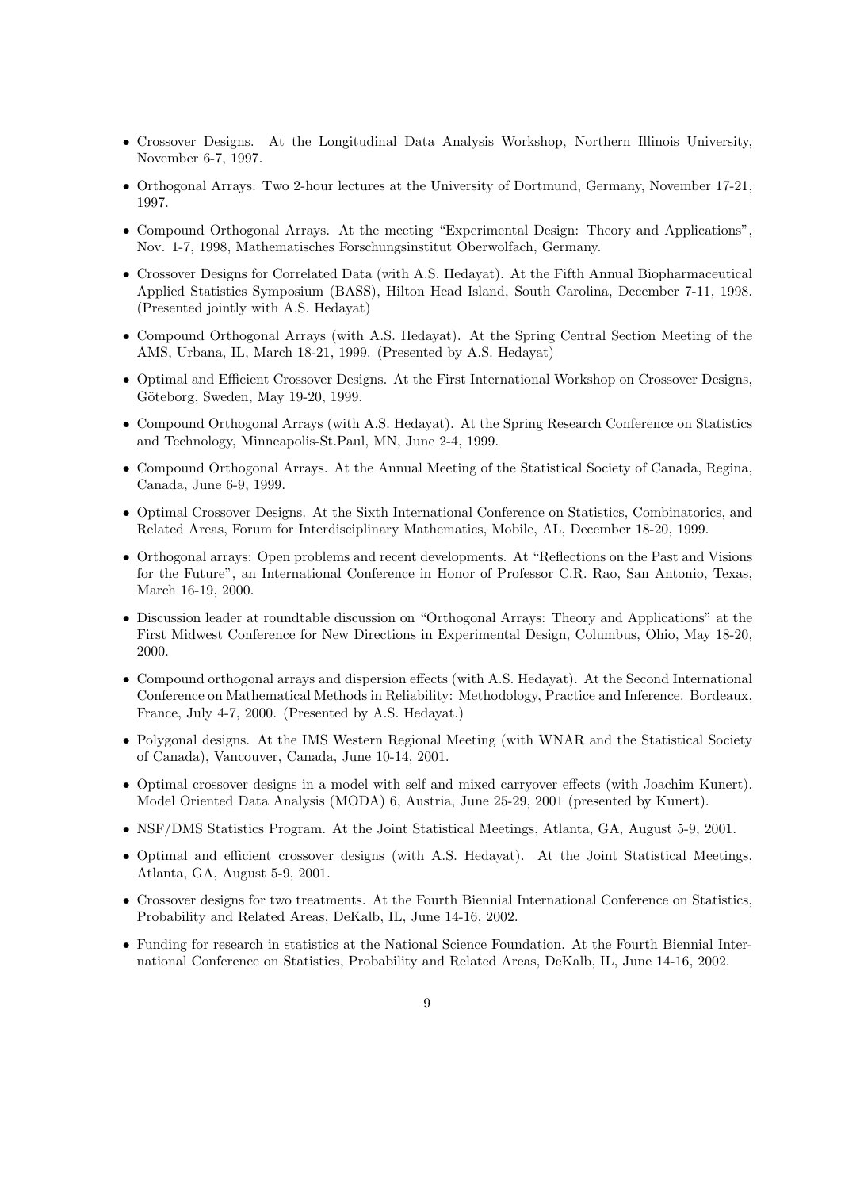- Crossover Designs. At the Longitudinal Data Analysis Workshop, Northern Illinois University, November 6-7, 1997.
- Orthogonal Arrays. Two 2-hour lectures at the University of Dortmund, Germany, November 17-21, 1997.
- Compound Orthogonal Arrays. At the meeting "Experimental Design: Theory and Applications", Nov. 1-7, 1998, Mathematisches Forschungsinstitut Oberwolfach, Germany.
- Crossover Designs for Correlated Data (with A.S. Hedayat). At the Fifth Annual Biopharmaceutical Applied Statistics Symposium (BASS), Hilton Head Island, South Carolina, December 7-11, 1998. (Presented jointly with A.S. Hedayat)
- Compound Orthogonal Arrays (with A.S. Hedayat). At the Spring Central Section Meeting of the AMS, Urbana, IL, March 18-21, 1999. (Presented by A.S. Hedayat)
- Optimal and Efficient Crossover Designs. At the First International Workshop on Crossover Designs, Göteborg, Sweden, May 19-20, 1999.
- Compound Orthogonal Arrays (with A.S. Hedayat). At the Spring Research Conference on Statistics and Technology, Minneapolis-St.Paul, MN, June 2-4, 1999.
- Compound Orthogonal Arrays. At the Annual Meeting of the Statistical Society of Canada, Regina, Canada, June 6-9, 1999.
- Optimal Crossover Designs. At the Sixth International Conference on Statistics, Combinatorics, and Related Areas, Forum for Interdisciplinary Mathematics, Mobile, AL, December 18-20, 1999.
- Orthogonal arrays: Open problems and recent developments. At "Reflections on the Past and Visions for the Future", an International Conference in Honor of Professor C.R. Rao, San Antonio, Texas, March 16-19, 2000.
- Discussion leader at roundtable discussion on "Orthogonal Arrays: Theory and Applications" at the First Midwest Conference for New Directions in Experimental Design, Columbus, Ohio, May 18-20, 2000.
- Compound orthogonal arrays and dispersion effects (with A.S. Hedayat). At the Second International Conference on Mathematical Methods in Reliability: Methodology, Practice and Inference. Bordeaux, France, July 4-7, 2000. (Presented by A.S. Hedayat.)
- Polygonal designs. At the IMS Western Regional Meeting (with WNAR and the Statistical Society of Canada), Vancouver, Canada, June 10-14, 2001.
- Optimal crossover designs in a model with self and mixed carryover effects (with Joachim Kunert). Model Oriented Data Analysis (MODA) 6, Austria, June 25-29, 2001 (presented by Kunert).
- NSF/DMS Statistics Program. At the Joint Statistical Meetings, Atlanta, GA, August 5-9, 2001.
- Optimal and efficient crossover designs (with A.S. Hedayat). At the Joint Statistical Meetings, Atlanta, GA, August 5-9, 2001.
- Crossover designs for two treatments. At the Fourth Biennial International Conference on Statistics, Probability and Related Areas, DeKalb, IL, June 14-16, 2002.
- Funding for research in statistics at the National Science Foundation. At the Fourth Biennial International Conference on Statistics, Probability and Related Areas, DeKalb, IL, June 14-16, 2002.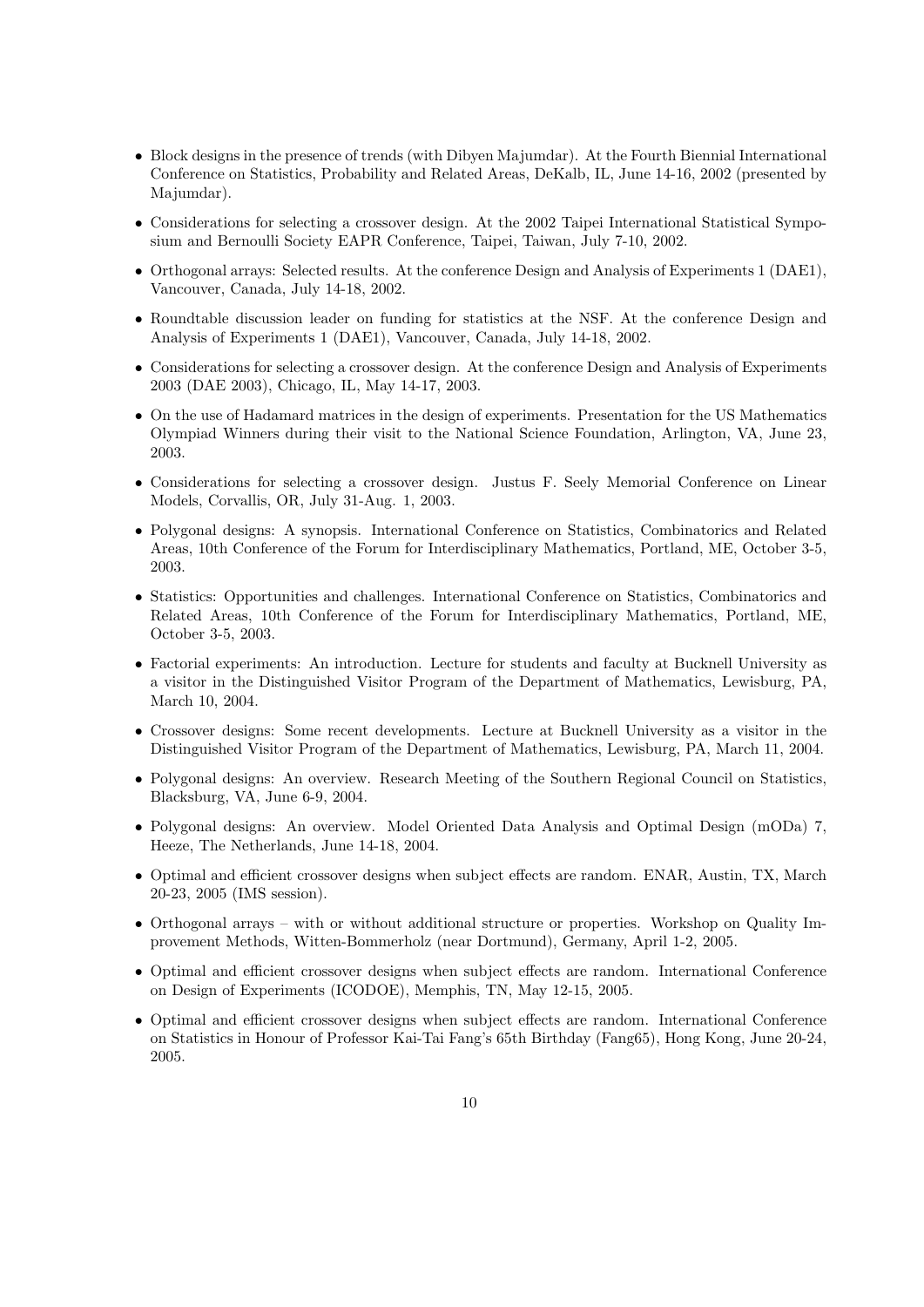- Block designs in the presence of trends (with Dibyen Majumdar). At the Fourth Biennial International Conference on Statistics, Probability and Related Areas, DeKalb, IL, June 14-16, 2002 (presented by Majumdar).
- Considerations for selecting a crossover design. At the 2002 Taipei International Statistical Symposium and Bernoulli Society EAPR Conference, Taipei, Taiwan, July 7-10, 2002.
- Orthogonal arrays: Selected results. At the conference Design and Analysis of Experiments 1 (DAE1), Vancouver, Canada, July 14-18, 2002.
- Roundtable discussion leader on funding for statistics at the NSF. At the conference Design and Analysis of Experiments 1 (DAE1), Vancouver, Canada, July 14-18, 2002.
- Considerations for selecting a crossover design. At the conference Design and Analysis of Experiments 2003 (DAE 2003), Chicago, IL, May 14-17, 2003.
- On the use of Hadamard matrices in the design of experiments. Presentation for the US Mathematics Olympiad Winners during their visit to the National Science Foundation, Arlington, VA, June 23, 2003.
- Considerations for selecting a crossover design. Justus F. Seely Memorial Conference on Linear Models, Corvallis, OR, July 31-Aug. 1, 2003.
- Polygonal designs: A synopsis. International Conference on Statistics, Combinatorics and Related Areas, 10th Conference of the Forum for Interdisciplinary Mathematics, Portland, ME, October 3-5, 2003.
- Statistics: Opportunities and challenges. International Conference on Statistics, Combinatorics and Related Areas, 10th Conference of the Forum for Interdisciplinary Mathematics, Portland, ME, October 3-5, 2003.
- Factorial experiments: An introduction. Lecture for students and faculty at Bucknell University as a visitor in the Distinguished Visitor Program of the Department of Mathematics, Lewisburg, PA, March 10, 2004.
- Crossover designs: Some recent developments. Lecture at Bucknell University as a visitor in the Distinguished Visitor Program of the Department of Mathematics, Lewisburg, PA, March 11, 2004.
- Polygonal designs: An overview. Research Meeting of the Southern Regional Council on Statistics, Blacksburg, VA, June 6-9, 2004.
- Polygonal designs: An overview. Model Oriented Data Analysis and Optimal Design (mODa) 7, Heeze, The Netherlands, June 14-18, 2004.
- Optimal and efficient crossover designs when subject effects are random. ENAR, Austin, TX, March 20-23, 2005 (IMS session).
- Orthogonal arrays – with or without additional structure or properties. Workshop on Quality Improvement Methods, Witten-Bommerholz (near Dortmund), Germany, April 1-2, 2005.
- Optimal and efficient crossover designs when subject effects are random. International Conference on Design of Experiments (ICODOE), Memphis, TN, May 12-15, 2005.
- Optimal and efficient crossover designs when subject effects are random. International Conference on Statistics in Honour of Professor Kai-Tai Fang's 65th Birthday (Fang65), Hong Kong, June 20-24, 2005.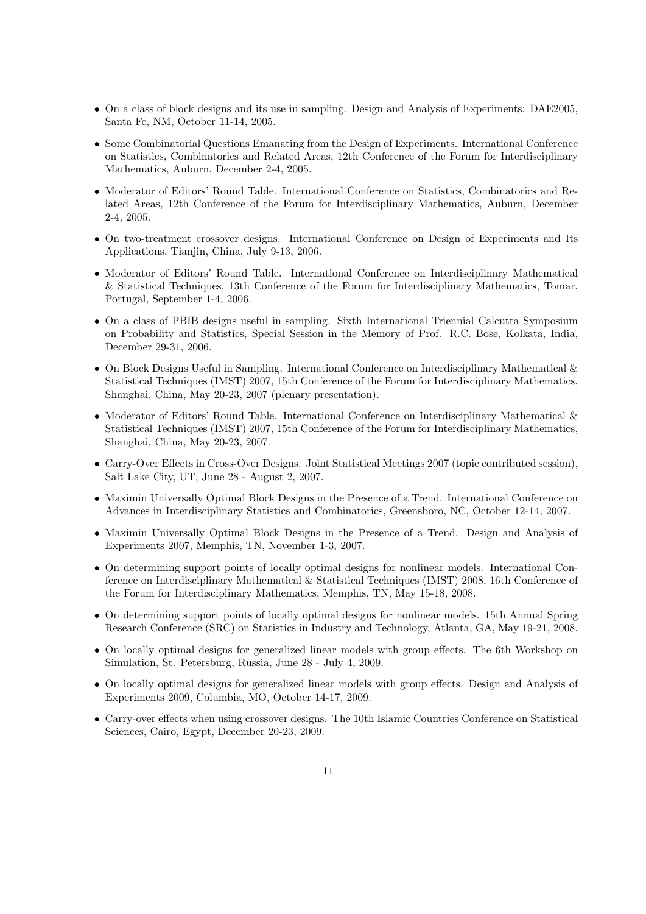- On a class of block designs and its use in sampling. Design and Analysis of Experiments: DAE2005, Santa Fe, NM, October 11-14, 2005.
- Some Combinatorial Questions Emanating from the Design of Experiments. International Conference on Statistics, Combinatorics and Related Areas, 12th Conference of the Forum for Interdisciplinary Mathematics, Auburn, December 2-4, 2005.
- Moderator of Editors' Round Table. International Conference on Statistics, Combinatorics and Related Areas, 12th Conference of the Forum for Interdisciplinary Mathematics, Auburn, December 2-4, 2005.
- On two-treatment crossover designs. International Conference on Design of Experiments and Its Applications, Tianjin, China, July 9-13, 2006.
- Moderator of Editors' Round Table. International Conference on Interdisciplinary Mathematical & Statistical Techniques, 13th Conference of the Forum for Interdisciplinary Mathematics, Tomar, Portugal, September 1-4, 2006.
- On a class of PBIB designs useful in sampling. Sixth International Triennial Calcutta Symposium on Probability and Statistics, Special Session in the Memory of Prof. R.C. Bose, Kolkata, India, December 29-31, 2006.
- On Block Designs Useful in Sampling. International Conference on Interdisciplinary Mathematical & Statistical Techniques (IMST) 2007, 15th Conference of the Forum for Interdisciplinary Mathematics, Shanghai, China, May 20-23, 2007 (plenary presentation).
- Moderator of Editors' Round Table. International Conference on Interdisciplinary Mathematical & Statistical Techniques (IMST) 2007, 15th Conference of the Forum for Interdisciplinary Mathematics, Shanghai, China, May 20-23, 2007.
- Carry-Over Effects in Cross-Over Designs. Joint Statistical Meetings 2007 (topic contributed session), Salt Lake City, UT, June 28 - August 2, 2007.
- Maximin Universally Optimal Block Designs in the Presence of a Trend. International Conference on Advances in Interdisciplinary Statistics and Combinatorics, Greensboro, NC, October 12-14, 2007.
- Maximin Universally Optimal Block Designs in the Presence of a Trend. Design and Analysis of Experiments 2007, Memphis, TN, November 1-3, 2007.
- On determining support points of locally optimal designs for nonlinear models. International Conference on Interdisciplinary Mathematical & Statistical Techniques (IMST) 2008, 16th Conference of the Forum for Interdisciplinary Mathematics, Memphis, TN, May 15-18, 2008.
- On determining support points of locally optimal designs for nonlinear models. 15th Annual Spring Research Conference (SRC) on Statistics in Industry and Technology, Atlanta, GA, May 19-21, 2008.
- On locally optimal designs for generalized linear models with group effects. The 6th Workshop on Simulation, St. Petersburg, Russia, June 28 - July 4, 2009.
- On locally optimal designs for generalized linear models with group effects. Design and Analysis of Experiments 2009, Columbia, MO, October 14-17, 2009.
- Carry-over effects when using crossover designs. The 10th Islamic Countries Conference on Statistical Sciences, Cairo, Egypt, December 20-23, 2009.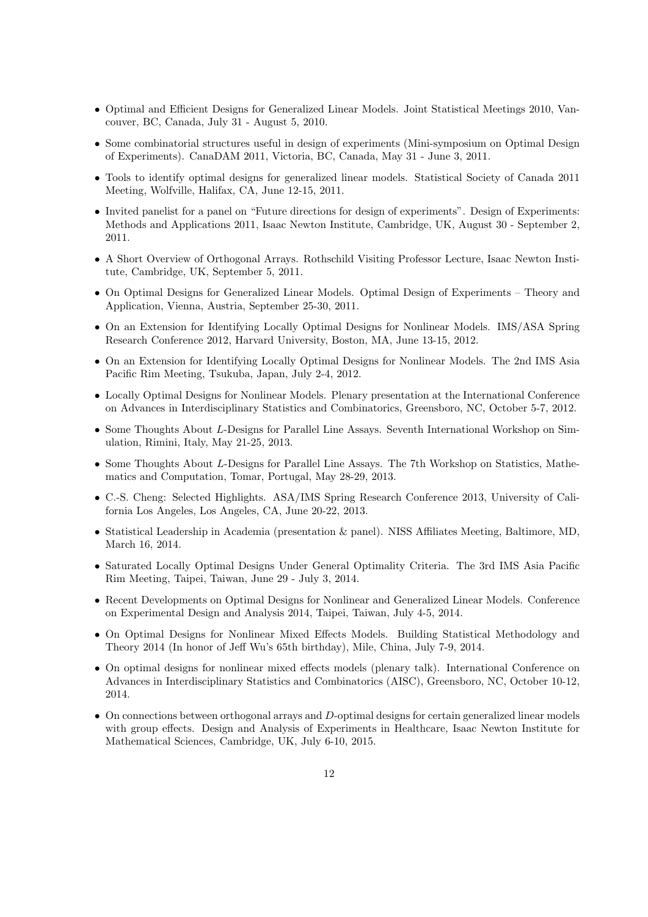- Optimal and Efficient Designs for Generalized Linear Models. Joint Statistical Meetings 2010, Vancouver, BC, Canada, July 31 - August 5, 2010.
- Some combinatorial structures useful in design of experiments (Mini-symposium on Optimal Design of Experiments). CanaDAM 2011, Victoria, BC, Canada, May 31 - June 3, 2011.
- Tools to identify optimal designs for generalized linear models. Statistical Society of Canada 2011 Meeting, Wolfville, Halifax, CA, June 12-15, 2011.
- Invited panelist for a panel on "Future directions for design of experiments". Design of Experiments: Methods and Applications 2011, Isaac Newton Institute, Cambridge, UK, August 30 - September 2, 2011.
- A Short Overview of Orthogonal Arrays. Rothschild Visiting Professor Lecture, Isaac Newton Institute, Cambridge, UK, September 5, 2011.
- On Optimal Designs for Generalized Linear Models. Optimal Design of Experiments – Theory and Application, Vienna, Austria, September 25-30, 2011.
- On an Extension for Identifying Locally Optimal Designs for Nonlinear Models. IMS/ASA Spring Research Conference 2012, Harvard University, Boston, MA, June 13-15, 2012.
- On an Extension for Identifying Locally Optimal Designs for Nonlinear Models. The 2nd IMS Asia Pacific Rim Meeting, Tsukuba, Japan, July 2-4, 2012.
- Locally Optimal Designs for Nonlinear Models. Plenary presentation at the International Conference on Advances in Interdisciplinary Statistics and Combinatorics, Greensboro, NC, October 5-7, 2012.
- Some Thoughts About $L$-Designs for Parallel Line Assays. Seventh International Workshop on Simulation, Rimini, Italy, May 21-25, 2013.
- Some Thoughts About $L$-Designs for Parallel Line Assays. The 7th Workshop on Statistics, Mathematics and Computation, Tomar, Portugal, May 28-29, 2013.
- C.-S. Cheng: Selected Highlights. ASA/IMS Spring Research Conference 2013, University of California Los Angeles, Los Angeles, CA, June 20-22, 2013.
- Statistical Leadership in Academia (presentation & panel). NISS Affiliates Meeting, Baltimore, MD, March 16, 2014.
- Saturated Locally Optimal Designs Under General Optimality Criteria. The 3rd IMS Asia Pacific Rim Meeting, Taipei, Taiwan, June 29 - July 3, 2014.
- Recent Developments on Optimal Designs for Nonlinear and Generalized Linear Models. Conference on Experimental Design and Analysis 2014, Taipei, Taiwan, July 4-5, 2014.
- On Optimal Designs for Nonlinear Mixed Effects Models. Building Statistical Methodology and Theory 2014 (In honor of Jeff Wu's 65th birthday), Mile, China, July 7-9, 2014.
- On optimal designs for nonlinear mixed effects models (plenary talk). International Conference on Advances in Interdisciplinary Statistics and Combinatorics (AISC), Greensboro, NC, October 10-12, 2014.
- On connections between orthogonal arrays and $D$-optimal designs for certain generalized linear models with group effects. Design and Analysis of Experiments in Healthcare, Isaac Newton Institute for Mathematical Sciences, Cambridge, UK, July 6-10, 2015.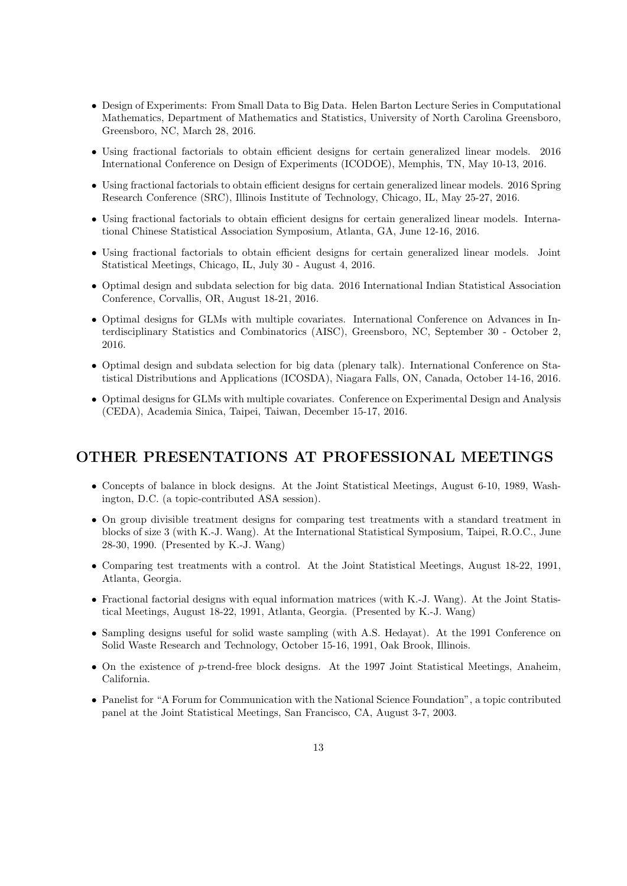- Design of Experiments: From Small Data to Big Data. Helen Barton Lecture Series in Computational Mathematics, Department of Mathematics and Statistics, University of North Carolina Greensboro, Greensboro, NC, March 28, 2016.
- Using fractional factorials to obtain efficient designs for certain generalized linear models. 2016 International Conference on Design of Experiments (ICODOE), Memphis, TN, May 10-13, 2016.
- Using fractional factorials to obtain efficient designs for certain generalized linear models. 2016 Spring Research Conference (SRC), Illinois Institute of Technology, Chicago, IL, May 25-27, 2016.
- Using fractional factorials to obtain efficient designs for certain generalized linear models. International Chinese Statistical Association Symposium, Atlanta, GA, June 12-16, 2016.
- Using fractional factorials to obtain efficient designs for certain generalized linear models. Joint Statistical Meetings, Chicago, IL, July 30 - August 4, 2016.
- Optimal design and subdata selection for big data. 2016 International Indian Statistical Association Conference, Corvallis, OR, August 18-21, 2016.
- Optimal designs for GLMs with multiple covariates. International Conference on Advances in Interdisciplinary Statistics and Combinatorics (AISC), Greensboro, NC, September 30 - October 2, 2016.
- Optimal design and subdata selection for big data (plenary talk). International Conference on Statistical Distributions and Applications (ICOSDA), Niagara Falls, ON, Canada, October 14-16, 2016.
- Optimal designs for GLMs with multiple covariates. Conference on Experimental Design and Analysis (CEDA), Academia Sinica, Taipei, Taiwan, December 15-17, 2016.

## OTHER PRESENTATIONS AT PROFESSIONAL MEETINGS

- Concepts of balance in block designs. At the Joint Statistical Meetings, August 6-10, 1989, Washington, D.C. (a topic-contributed ASA session).
- On group divisible treatment designs for comparing test treatments with a standard treatment in blocks of size 3 (with K.-J. Wang). At the International Statistical Symposium, Taipei, R.O.C., June 28-30, 1990. (Presented by K.-J. Wang)
- Comparing test treatments with a control. At the Joint Statistical Meetings, August 18-22, 1991, Atlanta, Georgia.
- Fractional factorial designs with equal information matrices (with K.-J. Wang). At the Joint Statistical Meetings, August 18-22, 1991, Atlanta, Georgia. (Presented by K.-J. Wang)
- Sampling designs useful for solid waste sampling (with A.S. Hedayat). At the 1991 Conference on Solid Waste Research and Technology, October 15-16, 1991, Oak Brook, Illinois.
- On the existence of $p$-trend-free block designs. At the 1997 Joint Statistical Meetings, Anaheim, California.
- Panelist for "A Forum for Communication with the National Science Foundation", a topic contributed panel at the Joint Statistical Meetings, San Francisco, CA, August 3-7, 2003.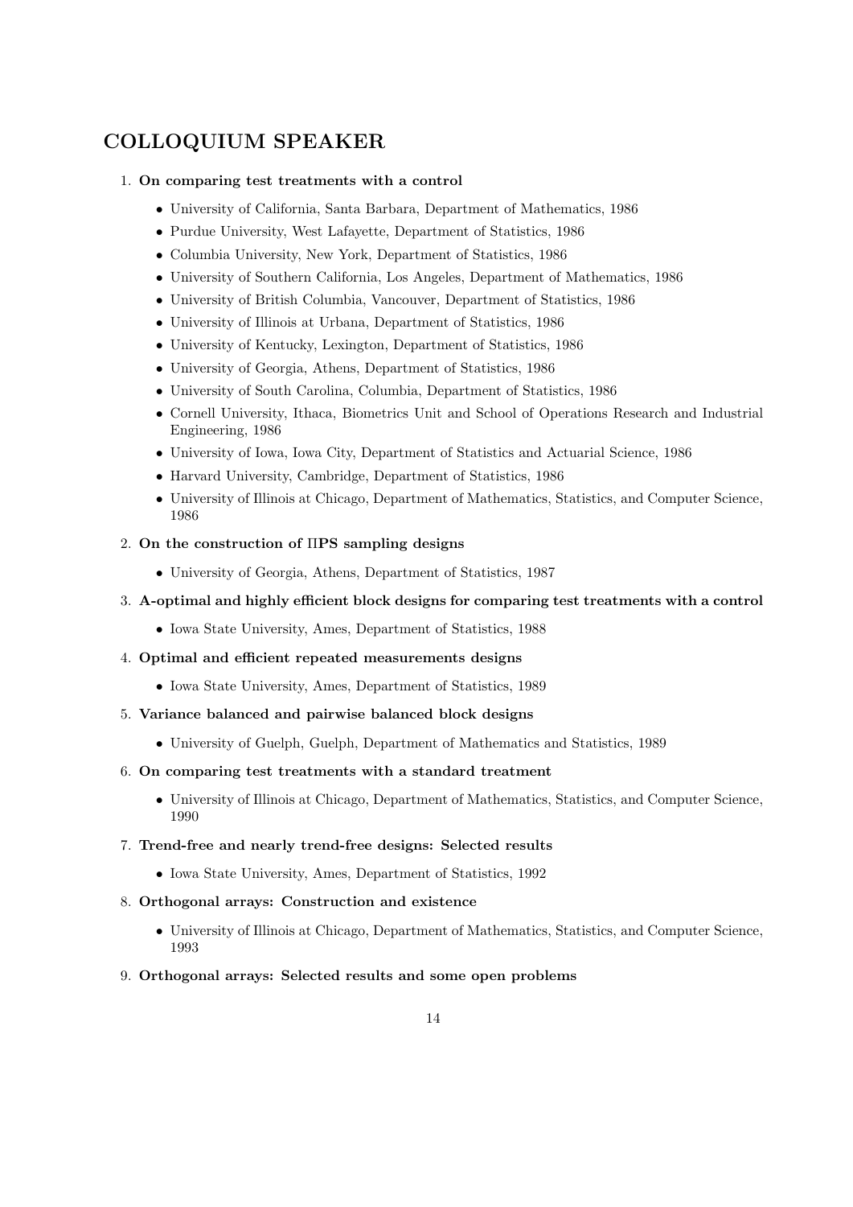## COLLOQUIUM SPEAKER

1. **On comparing test treatments with a control**
   - University of California, Santa Barbara, Department of Mathematics, 1986
   - Purdue University, West Lafayette, Department of Statistics, 1986
   - Columbia University, New York, Department of Statistics, 1986
   - University of Southern California, Los Angeles, Department of Mathematics, 1986
   - University of British Columbia, Vancouver, Department of Statistics, 1986
   - University of Illinois at Urbana, Department of Statistics, 1986
   - University of Kentucky, Lexington, Department of Statistics, 1986
   - University of Georgia, Athens, Department of Statistics, 1986
   - University of South Carolina, Columbia, Department of Statistics, 1986
   - Cornell University, Ithaca, Biometrics Unit and School of Operations Research and Industrial Engineering, 1986
   - University of Iowa, Iowa City, Department of Statistics and Actuarial Science, 1986
   - Harvard University, Cambridge, Department of Statistics, 1986
   - University of Illinois at Chicago, Department of Mathematics, Statistics, and Computer Science, 1986

2. **On the construction of $\Pi$PS sampling designs**
   - University of Georgia, Athens, Department of Statistics, 1987

3. **A-optimal and highly efficient block designs for comparing test treatments with a control**
   - Iowa State University, Ames, Department of Statistics, 1988

4. **Optimal and efficient repeated measurements designs**
   - Iowa State University, Ames, Department of Statistics, 1989

5. **Variance balanced and pairwise balanced block designs**
   - University of Guelph, Guelph, Department of Mathematics and Statistics, 1989

6. **On comparing test treatments with a standard treatment**
   - University of Illinois at Chicago, Department of Mathematics, Statistics, and Computer Science, 1990

7. **Trend-free and nearly trend-free designs: Selected results**
   - Iowa State University, Ames, Department of Statistics, 1992

8. **Orthogonal arrays: Construction and existence**
   - University of Illinois at Chicago, Department of Mathematics, Statistics, and Computer Science, 1993

9. **Orthogonal arrays: Selected results and some open problems**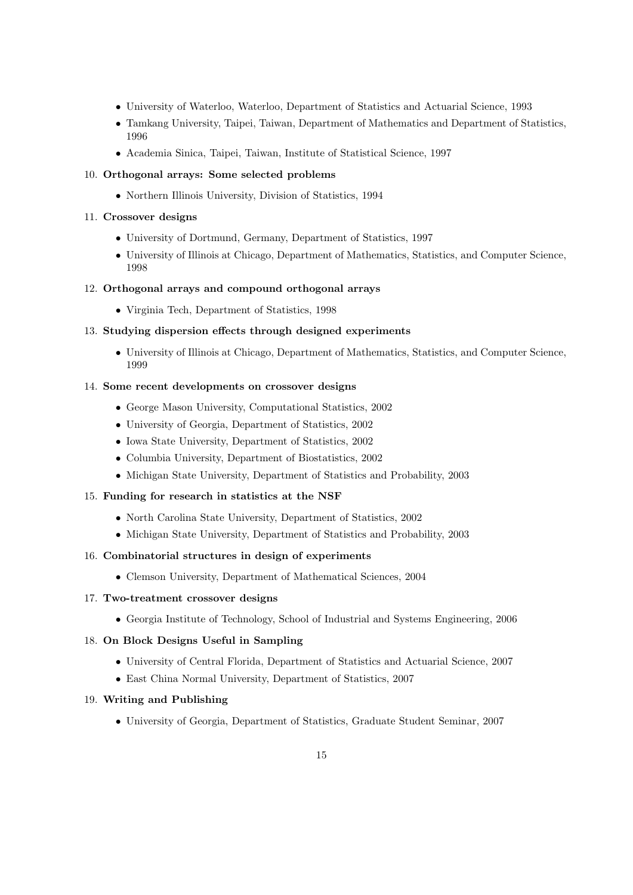- University of Waterloo, Waterloo, Department of Statistics and Actuarial Science, 1993
- Tamkang University, Taipei, Taiwan, Department of Mathematics and Department of Statistics, 1996
- Academia Sinica, Taipei, Taiwan, Institute of Statistical Science, 1997

10. **Orthogonal arrays: Some selected problems**
    - Northern Illinois University, Division of Statistics, 1994

11. **Crossover designs**
    - University of Dortmund, Germany, Department of Statistics, 1997
    - University of Illinois at Chicago, Department of Mathematics, Statistics, and Computer Science, 1998

12. **Orthogonal arrays and compound orthogonal arrays**
    - Virginia Tech, Department of Statistics, 1998

13. **Studying dispersion effects through designed experiments**
    - University of Illinois at Chicago, Department of Mathematics, Statistics, and Computer Science, 1999

14. **Some recent developments on crossover designs**
    - George Mason University, Computational Statistics, 2002
    - University of Georgia, Department of Statistics, 2002
    - Iowa State University, Department of Statistics, 2002
    - Columbia University, Department of Biostatistics, 2002
    - Michigan State University, Department of Statistics and Probability, 2003

15. **Funding for research in statistics at the NSF**
    - North Carolina State University, Department of Statistics, 2002
    - Michigan State University, Department of Statistics and Probability, 2003

16. **Combinatorial structures in design of experiments**
    - Clemson University, Department of Mathematical Sciences, 2004

17. **Two-treatment crossover designs**
    - Georgia Institute of Technology, School of Industrial and Systems Engineering, 2006

18. **On Block Designs Useful in Sampling**
    - University of Central Florida, Department of Statistics and Actuarial Science, 2007
    - East China Normal University, Department of Statistics, 2007

19. **Writing and Publishing**
    - University of Georgia, Department of Statistics, Graduate Student Seminar, 2007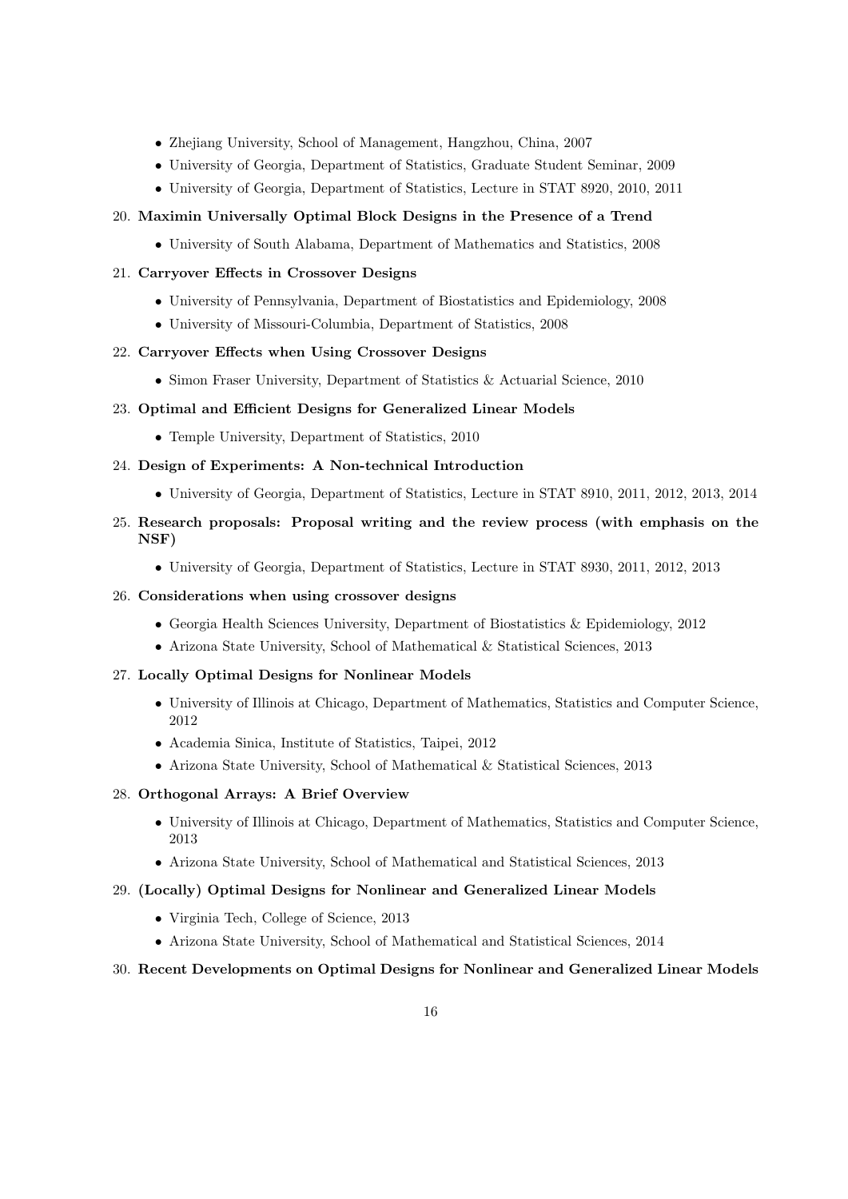- Zhejiang University, School of Management, Hangzhou, China, 2007
- University of Georgia, Department of Statistics, Graduate Student Seminar, 2009
- University of Georgia, Department of Statistics, Lecture in STAT 8920, 2010, 2011

20. **Maximin Universally Optimal Block Designs in the Presence of a Trend**
    - University of South Alabama, Department of Mathematics and Statistics, 2008

21. **Carryover Effects in Crossover Designs**
    - University of Pennsylvania, Department of Biostatistics and Epidemiology, 2008
    - University of Missouri-Columbia, Department of Statistics, 2008

22. **Carryover Effects when Using Crossover Designs**
    - Simon Fraser University, Department of Statistics & Actuarial Science, 2010

23. **Optimal and Efficient Designs for Generalized Linear Models**
    - Temple University, Department of Statistics, 2010

24. **Design of Experiments: A Non-technical Introduction**
    - University of Georgia, Department of Statistics, Lecture in STAT 8910, 2011, 2012, 2013, 2014

25. **Research proposals: Proposal writing and the review process (with emphasis on the NSF)**
    - University of Georgia, Department of Statistics, Lecture in STAT 8930, 2011, 2012, 2013

26. **Considerations when using crossover designs**
    - Georgia Health Sciences University, Department of Biostatistics & Epidemiology, 2012
    - Arizona State University, School of Mathematical & Statistical Sciences, 2013

27. **Locally Optimal Designs for Nonlinear Models**
    - University of Illinois at Chicago, Department of Mathematics, Statistics and Computer Science, 2012
    - Academia Sinica, Institute of Statistics, Taipei, 2012
    - Arizona State University, School of Mathematical & Statistical Sciences, 2013

28. **Orthogonal Arrays: A Brief Overview**
    - University of Illinois at Chicago, Department of Mathematics, Statistics and Computer Science, 2013
    - Arizona State University, School of Mathematical and Statistical Sciences, 2013

29. **(Locally) Optimal Designs for Nonlinear and Generalized Linear Models**
    - Virginia Tech, College of Science, 2013
    - Arizona State University, School of Mathematical and Statistical Sciences, 2014

30. **Recent Developments on Optimal Designs for Nonlinear and Generalized Linear Models**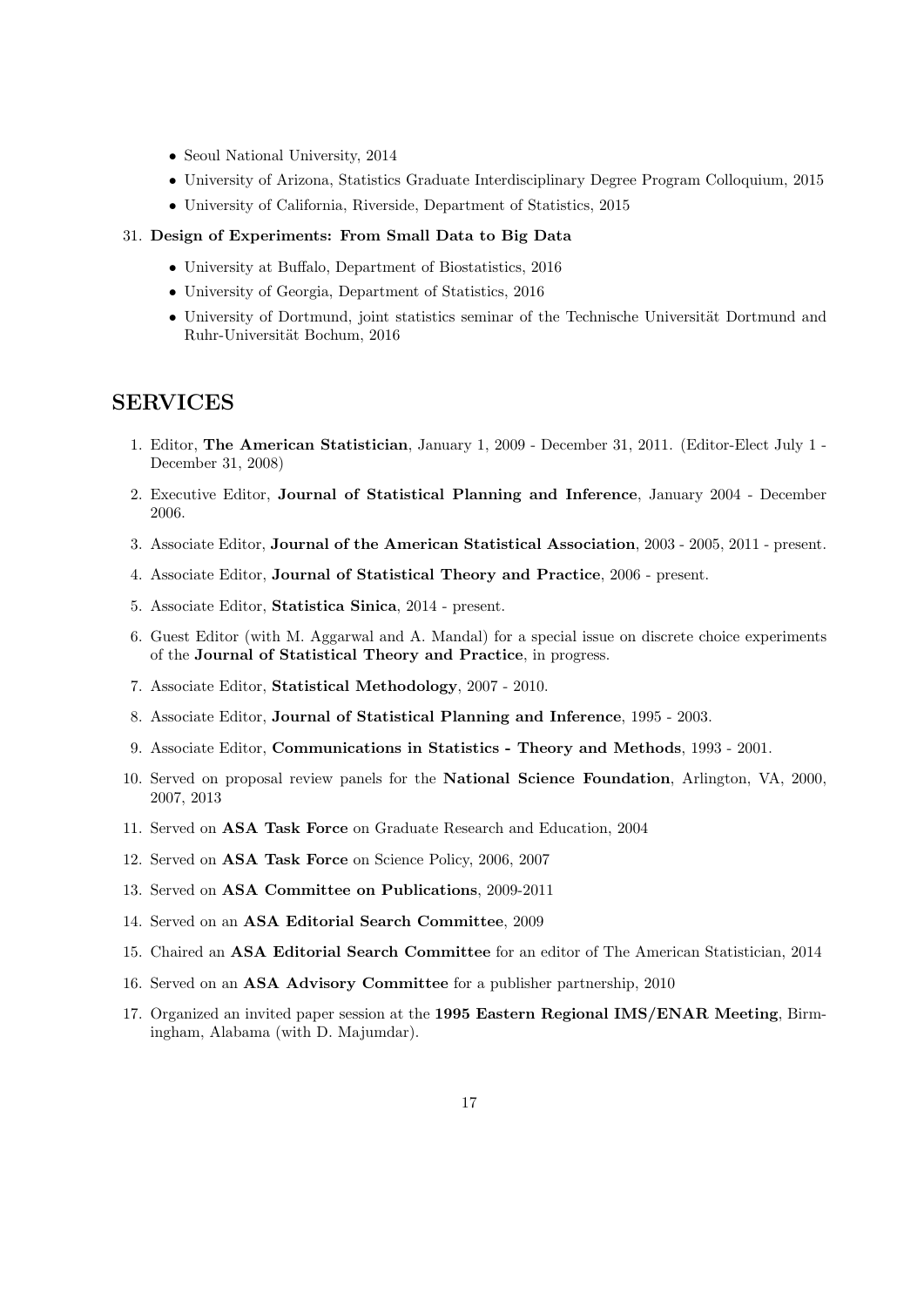- Seoul National University, 2014
- University of Arizona, Statistics Graduate Interdisciplinary Degree Program Colloquium, 2015
- University of California, Riverside, Department of Statistics, 2015

31. **Design of Experiments: From Small Data to Big Data**
    - University at Buffalo, Department of Biostatistics, 2016
    - University of Georgia, Department of Statistics, 2016
    - University of Dortmund, joint statistics seminar of the Technische Universität Dortmund and Ruhr-Universität Bochum, 2016

## SERVICES

1. Editor, **The American Statistician**, January 1, 2009 - December 31, 2011. (Editor-Elect July 1 - December 31, 2008)
2. Executive Editor, **Journal of Statistical Planning and Inference**, January 2004 - December 2006.
3. Associate Editor, **Journal of the American Statistical Association**, 2003 - 2005, 2011 - present.
4. Associate Editor, **Journal of Statistical Theory and Practice**, 2006 - present.
5. Associate Editor, **Statistica Sinica**, 2014 - present.
6. Guest Editor (with M. Aggarwal and A. Mandal) for a special issue on discrete choice experiments of the **Journal of Statistical Theory and Practice**, in progress.
7. Associate Editor, **Statistical Methodology**, 2007 - 2010.
8. Associate Editor, **Journal of Statistical Planning and Inference**, 1995 - 2003.
9. Associate Editor, **Communications in Statistics - Theory and Methods**, 1993 - 2001.
10. Served on proposal review panels for the **National Science Foundation**, Arlington, VA, 2000, 2007, 2013
11. Served on **ASA Task Force** on Graduate Research and Education, 2004
12. Served on **ASA Task Force** on Science Policy, 2006, 2007
13. Served on **ASA Committee on Publications**, 2009-2011
14. Served on an **ASA Editorial Search Committee**, 2009
15. Chaired an **ASA Editorial Search Committee** for an editor of The American Statistician, 2014
16. Served on an **ASA Advisory Committee** for a publisher partnership, 2010
17. Organized an invited paper session at the **1995 Eastern Regional IMS/ENAR Meeting**, Birmingham, Alabama (with D. Majumdar).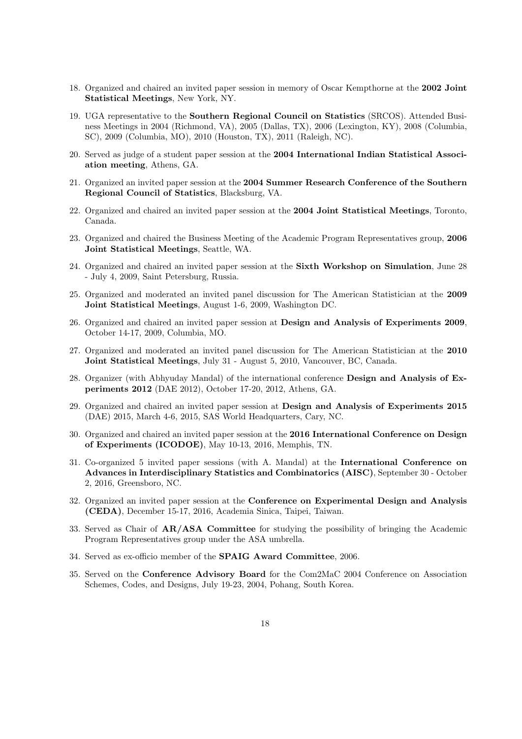18. Organized and chaired an invited paper session in memory of Oscar Kempthorne at the **2002 Joint Statistical Meetings**, New York, NY.
19. UGA representative to the **Southern Regional Council on Statistics** (SRCOS). Attended Business Meetings in 2004 (Richmond, VA), 2005 (Dallas, TX), 2006 (Lexington, KY), 2008 (Columbia, SC), 2009 (Columbia, MO), 2010 (Houston, TX), 2011 (Raleigh, NC).
20. Served as judge of a student paper session at the **2004 International Indian Statistical Association meeting**, Athens, GA.
21. Organized an invited paper session at the **2004 Summer Research Conference of the Southern Regional Council of Statistics**, Blacksburg, VA.
22. Organized and chaired an invited paper session at the **2004 Joint Statistical Meetings**, Toronto, Canada.
23. Organized and chaired the Business Meeting of the Academic Program Representatives group, **2006 Joint Statistical Meetings**, Seattle, WA.
24. Organized and chaired an invited paper session at the **Sixth Workshop on Simulation**, June 28 - July 4, 2009, Saint Petersburg, Russia.
25. Organized and moderated an invited panel discussion for The American Statistician at the **2009 Joint Statistical Meetings**, August 1-6, 2009, Washington DC.
26. Organized and chaired an invited paper session at **Design and Analysis of Experiments 2009**, October 14-17, 2009, Columbia, MO.
27. Organized and moderated an invited panel discussion for The American Statistician at the **2010 Joint Statistical Meetings**, July 31 - August 5, 2010, Vancouver, BC, Canada.
28. Organizer (with Abhyuday Mandal) of the international conference **Design and Analysis of Experiments 2012** (DAE 2012), October 17-20, 2012, Athens, GA.
29. Organized and chaired an invited paper session at **Design and Analysis of Experiments 2015** (DAE) 2015, March 4-6, 2015, SAS World Headquarters, Cary, NC.
30. Organized and chaired an invited paper session at the **2016 International Conference on Design of Experiments (ICODOE)**, May 10-13, 2016, Memphis, TN.
31. Co-organized 5 invited paper sessions (with A. Mandal) at the **International Conference on Advances in Interdisciplinary Statistics and Combinatorics (AISC)**, September 30 - October 2, 2016, Greensboro, NC.
32. Organized an invited paper session at the **Conference on Experimental Design and Analysis (CEDA)**, December 15-17, 2016, Academia Sinica, Taipei, Taiwan.
33. Served as Chair of **AR/ASA Committee** for studying the possibility of bringing the Academic Program Representatives group under the ASA umbrella.
34. Served as ex-officio member of the **SPAIG Award Committee**, 2006.
35. Served on the **Conference Advisory Board** for the Com2MaC 2004 Conference on Association Schemes, Codes, and Designs, July 19-23, 2004, Pohang, South Korea.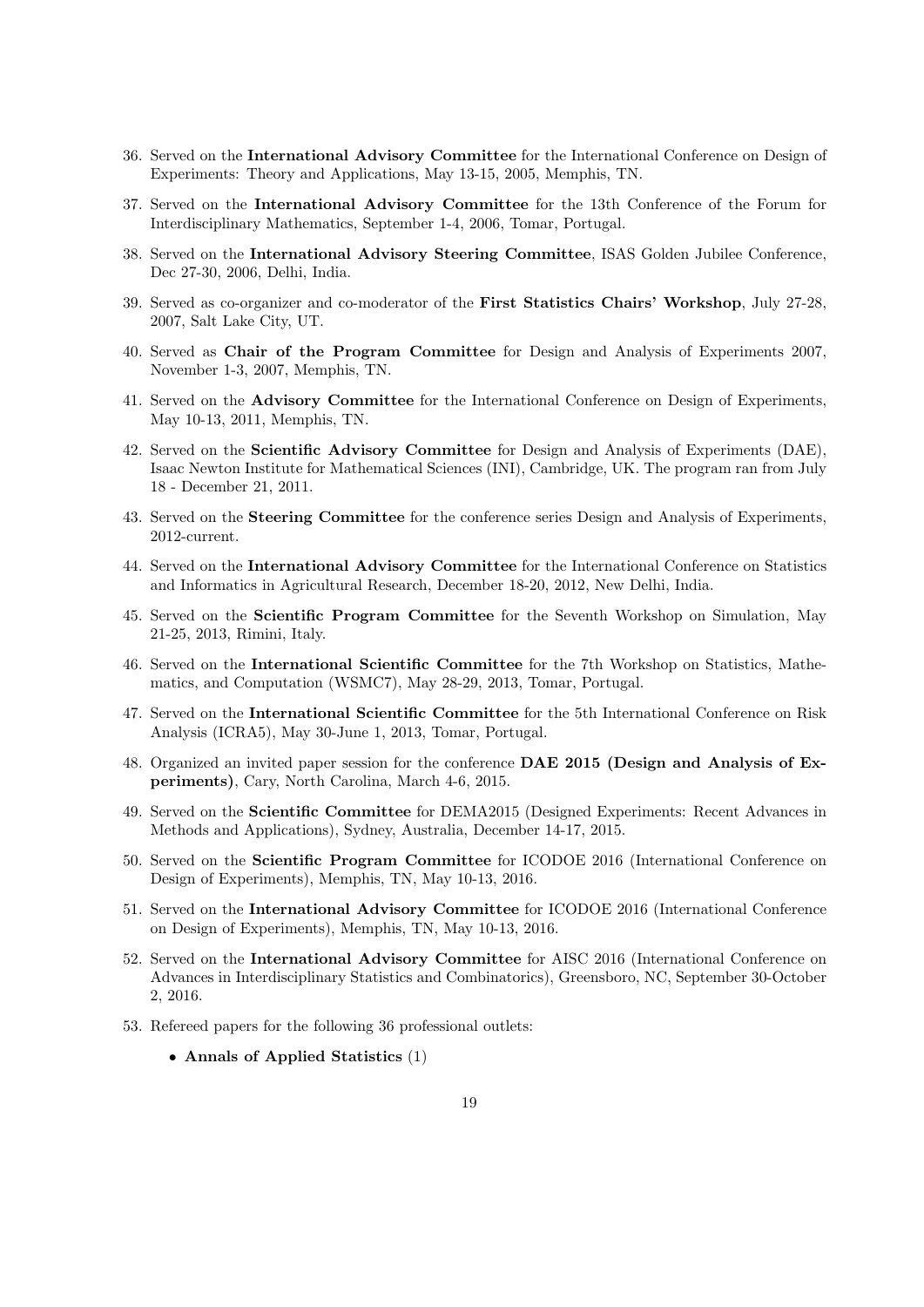36. Served on the **International Advisory Committee** for the International Conference on Design of Experiments: Theory and Applications, May 13-15, 2005, Memphis, TN.

37. Served on the **International Advisory Committee** for the 13th Conference of the Forum for Interdisciplinary Mathematics, September 1-4, 2006, Tomar, Portugal.

38. Served on the **International Advisory Steering Committee**, ISAS Golden Jubilee Conference, Dec 27-30, 2006, Delhi, India.

39. Served as co-organizer and co-moderator of the **First Statistics Chairs' Workshop**, July 27-28, 2007, Salt Lake City, UT.

40. Served as **Chair of the Program Committee** for Design and Analysis of Experiments 2007, November 1-3, 2007, Memphis, TN.

41. Served on the **Advisory Committee** for the International Conference on Design of Experiments, May 10-13, 2011, Memphis, TN.

42. Served on the **Scientific Advisory Committee** for Design and Analysis of Experiments (DAE), Isaac Newton Institute for Mathematical Sciences (INI), Cambridge, UK. The program ran from July 18 - December 21, 2011.

43. Served on the **Steering Committee** for the conference series Design and Analysis of Experiments, 2012-current.

44. Served on the **International Advisory Committee** for the International Conference on Statistics and Informatics in Agricultural Research, December 18-20, 2012, New Delhi, India.

45. Served on the **Scientific Program Committee** for the Seventh Workshop on Simulation, May 21-25, 2013, Rimini, Italy.

46. Served on the **International Scientific Committee** for the 7th Workshop on Statistics, Mathematics, and Computation (WSMC7), May 28-29, 2013, Tomar, Portugal.

47. Served on the **International Scientific Committee** for the 5th International Conference on Risk Analysis (ICRA5), May 30-June 1, 2013, Tomar, Portugal.

48. Organized an invited paper session for the conference **DAE 2015 (Design and Analysis of Experiments)**, Cary, North Carolina, March 4-6, 2015.

49. Served on the **Scientific Committee** for DEMA2015 (Designed Experiments: Recent Advances in Methods and Applications), Sydney, Australia, December 14-17, 2015.

50. Served on the **Scientific Program Committee** for ICODOE 2016 (International Conference on Design of Experiments), Memphis, TN, May 10-13, 2016.

51. Served on the **International Advisory Committee** for ICODOE 2016 (International Conference on Design of Experiments), Memphis, TN, May 10-13, 2016.

52. Served on the **International Advisory Committee** for AISC 2016 (International Conference on Advances in Interdisciplinary Statistics and Combinatorics), Greensboro, NC, September 30-October 2, 2016.

53. Refereed papers for the following 36 professional outlets:

    - **Annals of Applied Statistics** (1)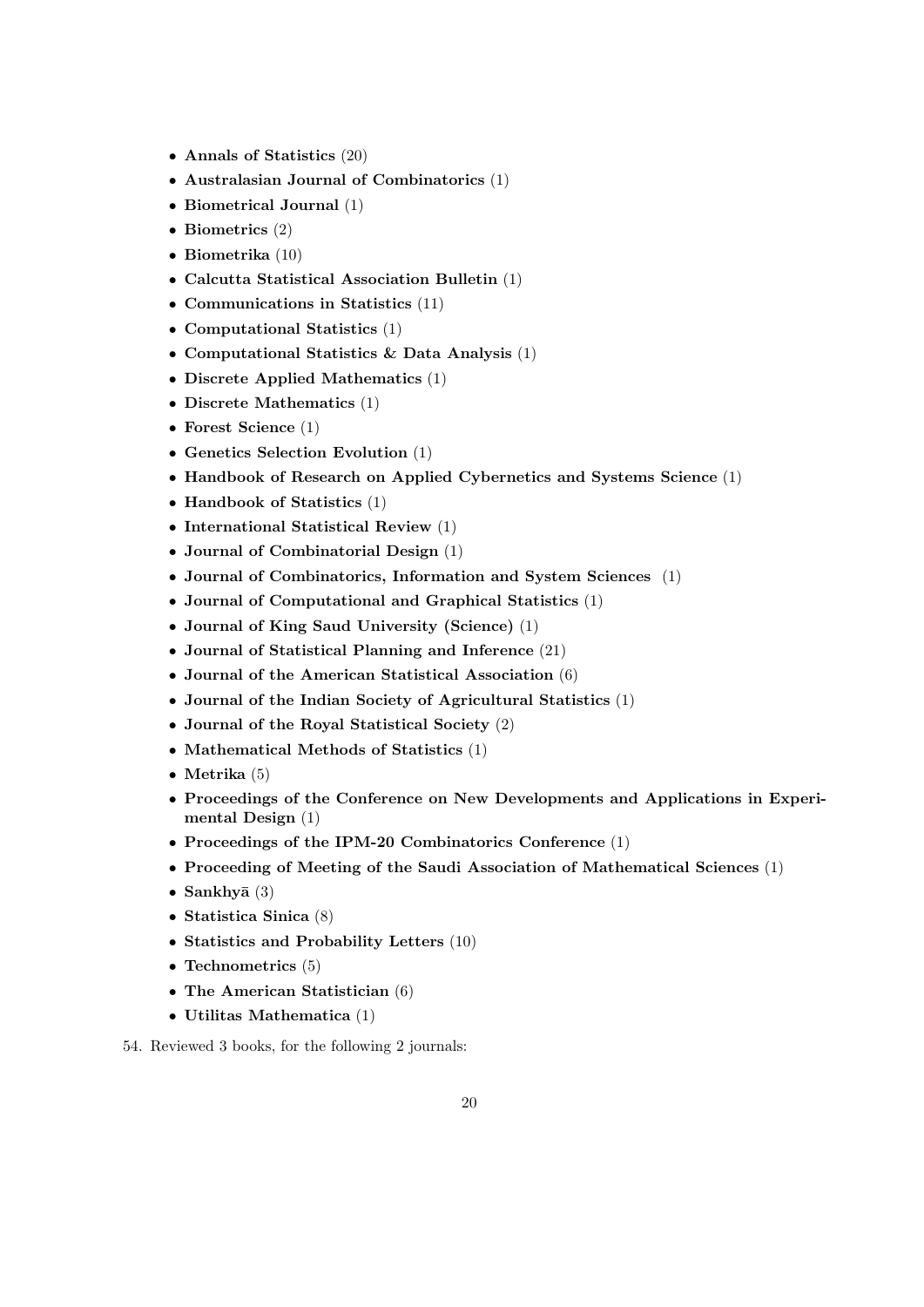- **Annals of Statistics** (20)
- **Australasian Journal of Combinatorics** (1)
- **Biometrical Journal** (1)
- **Biometrics** (2)
- **Biometrika** (10)
- **Calcutta Statistical Association Bulletin** (1)
- **Communications in Statistics** (11)
- **Computational Statistics** (1)
- **Computational Statistics & Data Analysis** (1)
- **Discrete Applied Mathematics** (1)
- **Discrete Mathematics** (1)
- **Forest Science** (1)
- **Genetics Selection Evolution** (1)
- **Handbook of Research on Applied Cybernetics and Systems Science** (1)
- **Handbook of Statistics** (1)
- **International Statistical Review** (1)
- **Journal of Combinatorial Design** (1)
- **Journal of Combinatorics, Information and System Sciences** (1)
- **Journal of Computational and Graphical Statistics** (1)
- **Journal of King Saud University (Science)** (1)
- **Journal of Statistical Planning and Inference** (21)
- **Journal of the American Statistical Association** (6)
- **Journal of the Indian Society of Agricultural Statistics** (1)
- **Journal of the Royal Statistical Society** (2)
- **Mathematical Methods of Statistics** (1)
- **Metrika** (5)
- **Proceedings of the Conference on New Developments and Applications in Experimental Design** (1)
- **Proceedings of the IPM-20 Combinatorics Conference** (1)
- **Proceeding of Meeting of the Saudi Association of Mathematical Sciences** (1)
- **Sankhyā** (3)
- **Statistica Sinica** (8)
- **Statistics and Probability Letters** (10)
- **Technometrics** (5)
- **The American Statistician** (6)
- **Utilitas Mathematica** (1)

54. Reviewed 3 books, for the following 2 journals: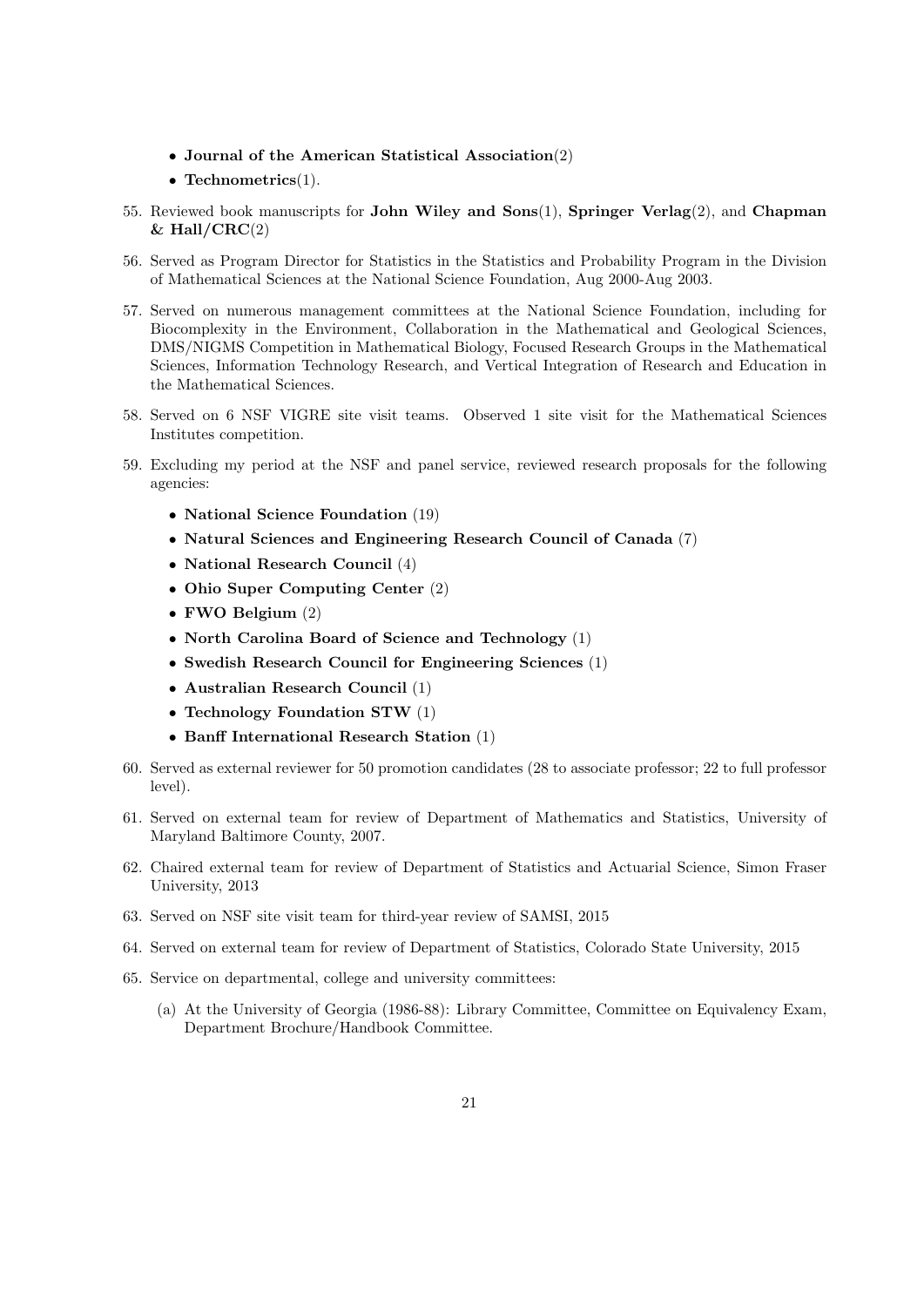- **Journal of the American Statistical Association**(2)
- **Technometrics**(1).

55. Reviewed book manuscripts for **John Wiley and Sons**(1), **Springer Verlag**(2), and **Chapman & Hall/CRC**(2)

56. Served as Program Director for Statistics in the Statistics and Probability Program in the Division of Mathematical Sciences at the National Science Foundation, Aug 2000-Aug 2003.

57. Served on numerous management committees at the National Science Foundation, including for Biocomplexity in the Environment, Collaboration in the Mathematical and Geological Sciences, DMS/NIGMS Competition in Mathematical Biology, Focused Research Groups in the Mathematical Sciences, Information Technology Research, and Vertical Integration of Research and Education in the Mathematical Sciences.

58. Served on 6 NSF VIGRE site visit teams. Observed 1 site visit for the Mathematical Sciences Institutes competition.

59. Excluding my period at the NSF and panel service, reviewed research proposals for the following agencies:
    - **National Science Foundation** (19)
    - **Natural Sciences and Engineering Research Council of Canada** (7)
    - **National Research Council** (4)
    - **Ohio Super Computing Center** (2)
    - **FWO Belgium** (2)
    - **North Carolina Board of Science and Technology** (1)
    - **Swedish Research Council for Engineering Sciences** (1)
    - **Australian Research Council** (1)
    - **Technology Foundation STW** (1)
    - **Banff International Research Station** (1)

60. Served as external reviewer for 50 promotion candidates (28 to associate professor; 22 to full professor level).

61. Served on external team for review of Department of Mathematics and Statistics, University of Maryland Baltimore County, 2007.

62. Chaired external team for review of Department of Statistics and Actuarial Science, Simon Fraser University, 2013

63. Served on NSF site visit team for third-year review of SAMSI, 2015

64. Served on external team for review of Department of Statistics, Colorado State University, 2015

65. Service on departmental, college and university committees:
    (a) At the University of Georgia (1986-88): Library Committee, Committee on Equivalency Exam, Department Brochure/Handbook Committee.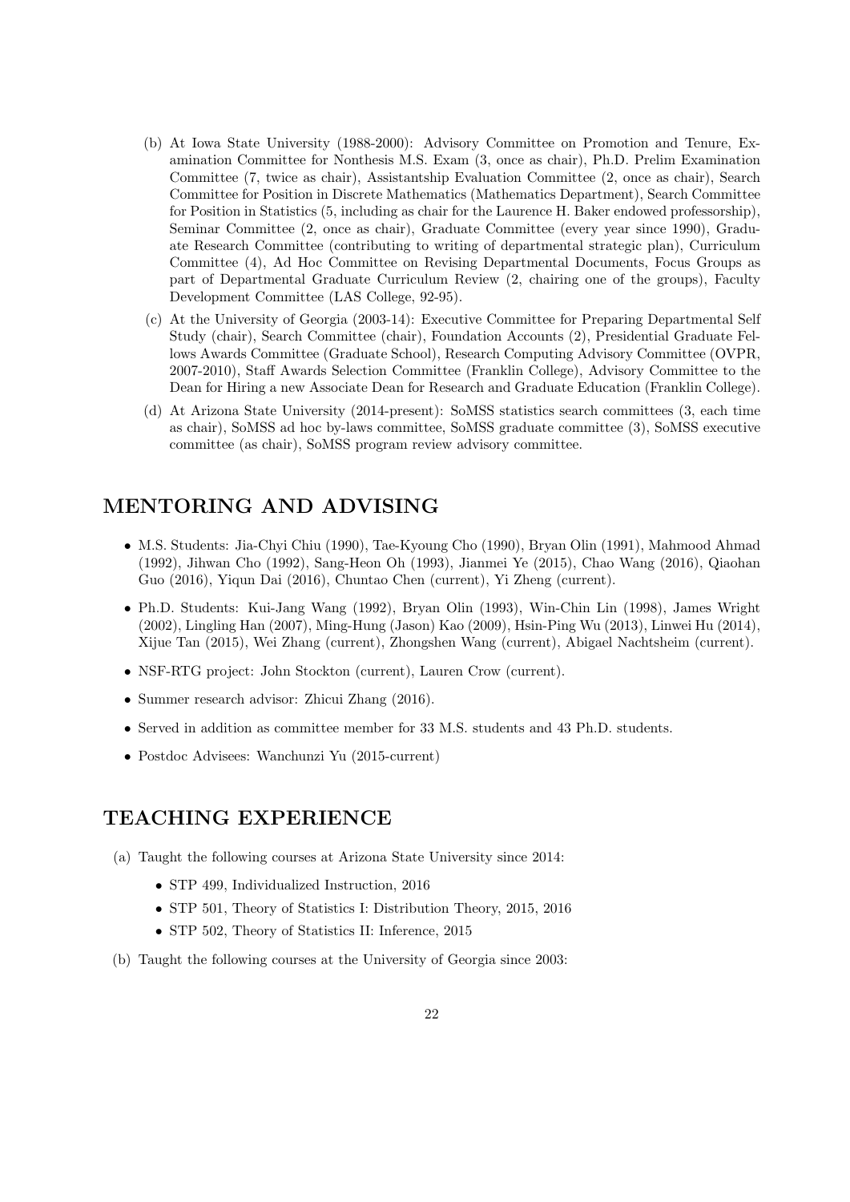(b) At Iowa State University (1988-2000): Advisory Committee on Promotion and Tenure, Examination Committee for Nonthesis M.S. Exam (3, once as chair), Ph.D. Prelim Examination Committee (7, twice as chair), Assistantship Evaluation Committee (2, once as chair), Search Committee for Position in Discrete Mathematics (Mathematics Department), Search Committee for Position in Statistics (5, including as chair for the Laurence H. Baker endowed professorship), Seminar Committee (2, once as chair), Graduate Committee (every year since 1990), Graduate Research Committee (contributing to writing of departmental strategic plan), Curriculum Committee (4), Ad Hoc Committee on Revising Departmental Documents, Focus Groups as part of Departmental Graduate Curriculum Review (2, chairing one of the groups), Faculty Development Committee (LAS College, 92-95).

(c) At the University of Georgia (2003-14): Executive Committee for Preparing Departmental Self Study (chair), Search Committee (chair), Foundation Accounts (2), Presidential Graduate Fellows Awards Committee (Graduate School), Research Computing Advisory Committee (OVPR, 2007-2010), Staff Awards Selection Committee (Franklin College), Advisory Committee to the Dean for Hiring a new Associate Dean for Research and Graduate Education (Franklin College).

(d) At Arizona State University (2014-present): SoMSS statistics search committees (3, each time as chair), SoMSS ad hoc by-laws committee, SoMSS graduate committee (3), SoMSS executive committee (as chair), SoMSS program review advisory committee.

## MENTORING AND ADVISING

- M.S. Students: Jia-Chyi Chiu (1990), Tae-Kyoung Cho (1990), Bryan Olin (1991), Mahmood Ahmad (1992), Jihwan Cho (1992), Sang-Heon Oh (1993), Jianmei Ye (2015), Chao Wang (2016), Qiaohan Guo (2016), Yiqun Dai (2016), Chuntao Chen (current), Yi Zheng (current).
- Ph.D. Students: Kui-Jang Wang (1992), Bryan Olin (1993), Win-Chin Lin (1998), James Wright (2002), Lingling Han (2007), Ming-Hung (Jason) Kao (2009), Hsin-Ping Wu (2013), Linwei Hu (2014), Xijue Tan (2015), Wei Zhang (current), Zhongshen Wang (current), Abigael Nachtsheim (current).
- NSF-RTG project: John Stockton (current), Lauren Crow (current).
- Summer research advisor: Zhicui Zhang (2016).
- Served in addition as committee member for 33 M.S. students and 43 Ph.D. students.
- Postdoc Advisees: Wanchunzi Yu (2015-current)

## TEACHING EXPERIENCE

(a) Taught the following courses at Arizona State University since 2014:

- STP 499, Individualized Instruction, 2016
- STP 501, Theory of Statistics I: Distribution Theory, 2015, 2016
- STP 502, Theory of Statistics II: Inference, 2015

(b) Taught the following courses at the University of Georgia since 2003: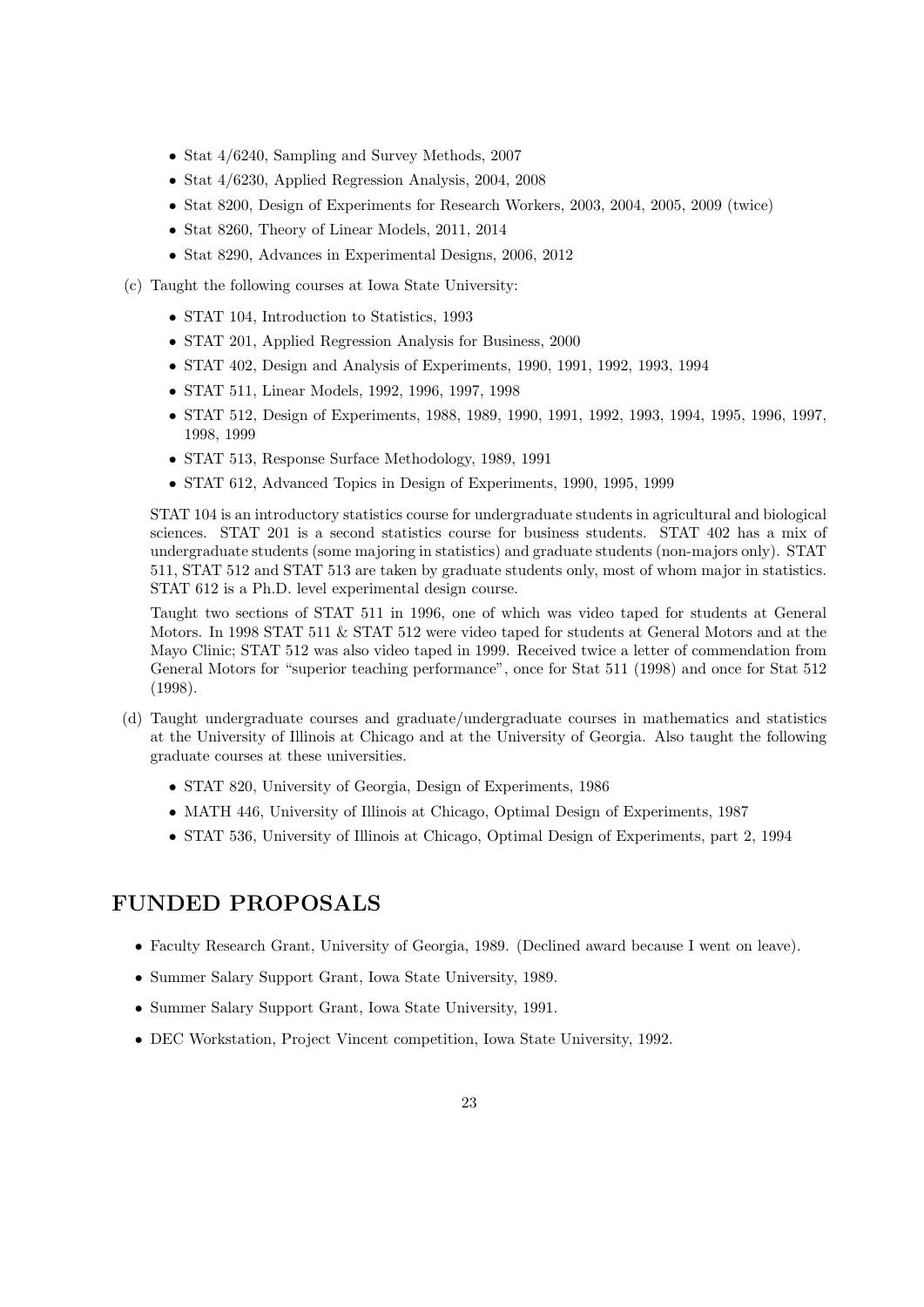- Stat 4/6240, Sampling and Survey Methods, 2007
- Stat 4/6230, Applied Regression Analysis, 2004, 2008
- Stat 8200, Design of Experiments for Research Workers, 2003, 2004, 2005, 2009 (twice)
- Stat 8260, Theory of Linear Models, 2011, 2014
- Stat 8290, Advances in Experimental Designs, 2006, 2012

(c) Taught the following courses at Iowa State University:

- STAT 104, Introduction to Statistics, 1993
- STAT 201, Applied Regression Analysis for Business, 2000
- STAT 402, Design and Analysis of Experiments, 1990, 1991, 1992, 1993, 1994
- STAT 511, Linear Models, 1992, 1996, 1997, 1998
- STAT 512, Design of Experiments, 1988, 1989, 1990, 1991, 1992, 1993, 1994, 1995, 1996, 1997, 1998, 1999
- STAT 513, Response Surface Methodology, 1989, 1991
- STAT 612, Advanced Topics in Design of Experiments, 1990, 1995, 1999

STAT 104 is an introductory statistics course for undergraduate students in agricultural and biological sciences. STAT 201 is a second statistics course for business students. STAT 402 has a mix of undergraduate students (some majoring in statistics) and graduate students (non-majors only). STAT 511, STAT 512 and STAT 513 are taken by graduate students only, most of whom major in statistics. STAT 612 is a Ph.D. level experimental design course.

Taught two sections of STAT 511 in 1996, one of which was video taped for students at General Motors. In 1998 STAT 511 & STAT 512 were video taped for students at General Motors and at the Mayo Clinic; STAT 512 was also video taped in 1999. Received twice a letter of commendation from General Motors for "superior teaching performance", once for Stat 511 (1998) and once for Stat 512 (1998).

(d) Taught undergraduate courses and graduate/undergraduate courses in mathematics and statistics at the University of Illinois at Chicago and at the University of Georgia. Also taught the following graduate courses at these universities.

- STAT 820, University of Georgia, Design of Experiments, 1986
- MATH 446, University of Illinois at Chicago, Optimal Design of Experiments, 1987
- STAT 536, University of Illinois at Chicago, Optimal Design of Experiments, part 2, 1994

## FUNDED PROPOSALS

- Faculty Research Grant, University of Georgia, 1989. (Declined award because I went on leave).
- Summer Salary Support Grant, Iowa State University, 1989.
- Summer Salary Support Grant, Iowa State University, 1991.
- DEC Workstation, Project Vincent competition, Iowa State University, 1992.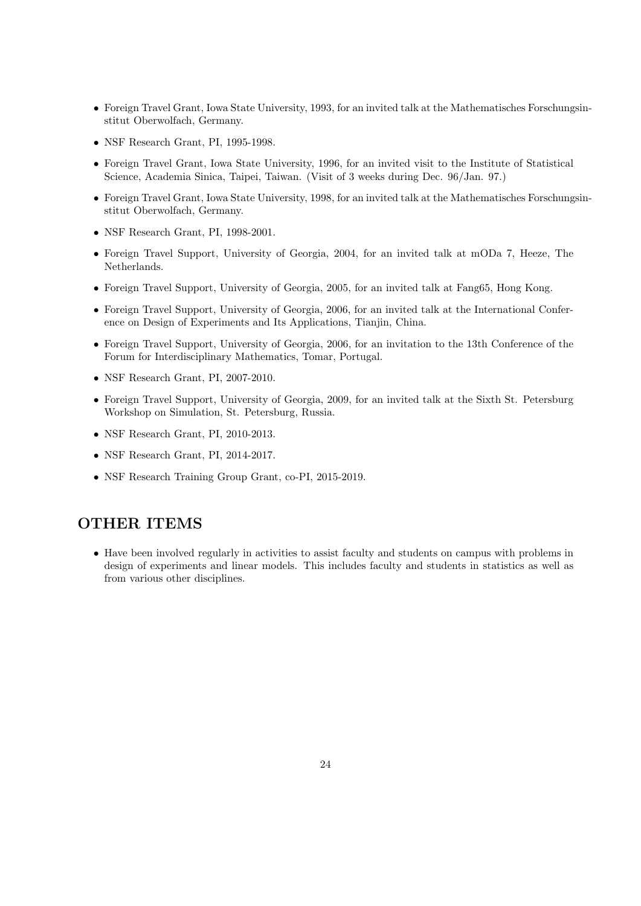- Foreign Travel Grant, Iowa State University, 1993, for an invited talk at the Mathematisches Forschungsinstitut Oberwolfach, Germany.
- NSF Research Grant, PI, 1995-1998.
- Foreign Travel Grant, Iowa State University, 1996, for an invited visit to the Institute of Statistical Science, Academia Sinica, Taipei, Taiwan. (Visit of 3 weeks during Dec. 96/Jan. 97.)
- Foreign Travel Grant, Iowa State University, 1998, for an invited talk at the Mathematisches Forschungsinstitut Oberwolfach, Germany.
- NSF Research Grant, PI, 1998-2001.
- Foreign Travel Support, University of Georgia, 2004, for an invited talk at mODa 7, Heeze, The Netherlands.
- Foreign Travel Support, University of Georgia, 2005, for an invited talk at Fang65, Hong Kong.
- Foreign Travel Support, University of Georgia, 2006, for an invited talk at the International Conference on Design of Experiments and Its Applications, Tianjin, China.
- Foreign Travel Support, University of Georgia, 2006, for an invitation to the 13th Conference of the Forum for Interdisciplinary Mathematics, Tomar, Portugal.
- NSF Research Grant, PI, 2007-2010.
- Foreign Travel Support, University of Georgia, 2009, for an invited talk at the Sixth St. Petersburg Workshop on Simulation, St. Petersburg, Russia.
- NSF Research Grant, PI, 2010-2013.
- NSF Research Grant, PI, 2014-2017.
- NSF Research Training Group Grant, co-PI, 2015-2019.

## OTHER ITEMS

- Have been involved regularly in activities to assist faculty and students on campus with problems in design of experiments and linear models. This includes faculty and students in statistics as well as from various other disciplines.